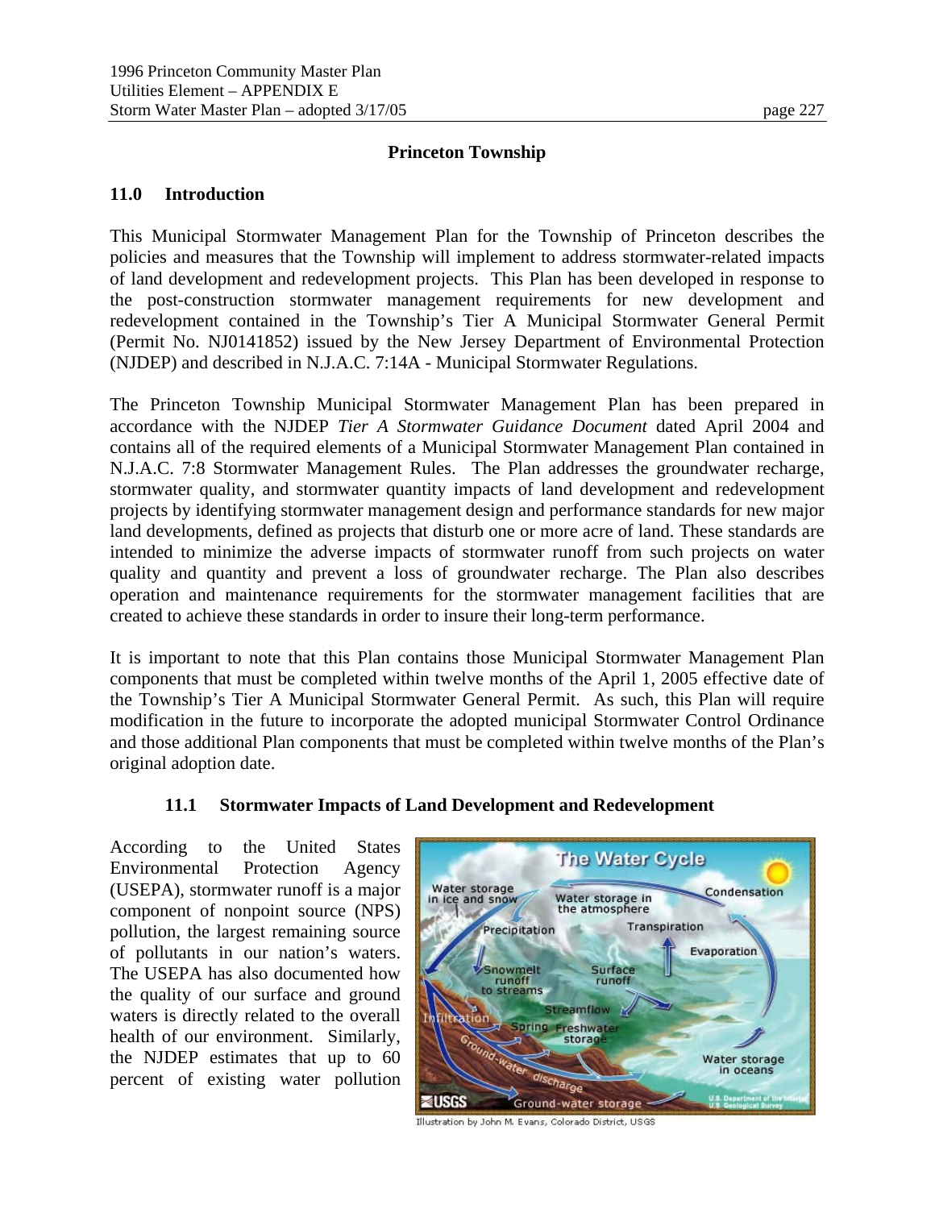## Princeton Township

### 11.0 Introduction

This Municipal Stormwater Management Plan for the Township of Princeton describes the policies and measures that the Township will implement to address stormwater-related impacts of land development and redevelopment projects. This Plan has been developed in response to the post-construction stormwater management requirements for new development and redevelopment contained in the Township's Tier A Municipal Stormwater General Permit (Permit No. NJ0141852) issued by the New Jersey Department of Environmental Protection (NJDEP) and described in N.J.A.C. 7:14A - Municipal Stormwater Regulations.

The Princeton Township Municipal Stormwater Management Plan has been prepared in accordance with the NJDEP *Tier A Stormwater Guidance Document* dated April 2004 and contains all of the required elements of a Municipal Stormwater Management Plan contained in N.J.A.C. 7:8 Stormwater Management Rules. The Plan addresses the groundwater recharge, stormwater quality, and stormwater quantity impacts of land development and redevelopment projects by identifying stormwater management design and performance standards for new major land developments, defined as projects that disturb one or more acre of land. These standards are intended to minimize the adverse impacts of stormwater runoff from such projects on water quality and quantity and prevent a loss of groundwater recharge. The Plan also describes operation and maintenance requirements for the stormwater management facilities that are created to achieve these standards in order to insure their long-term performance.

It is important to note that this Plan contains those Municipal Stormwater Management Plan components that must be completed within twelve months of the April 1, 2005 effective date of the Township's Tier A Municipal Stormwater General Permit. As such, this Plan will require modification in the future to incorporate the adopted municipal Stormwater Control Ordinance and those additional Plan components that must be completed within twelve months of the Plan's original adoption date.

#### 11.1 Stormwater Impacts of Land Development and Redevelopment

According to the United States Environmental Protection Agency (USEPA), stormwater runoff is a major component of nonpoint source (NPS) pollution, the largest remaining source of pollutants in our nation's waters. The USEPA has also documented how the quality of our surface and ground waters is directly related to the overall health of our environment. Similarly, the NJDEP estimates that up to 60 percent of existing water pollution

Illustration by John M. Evans, Colorado District, USGS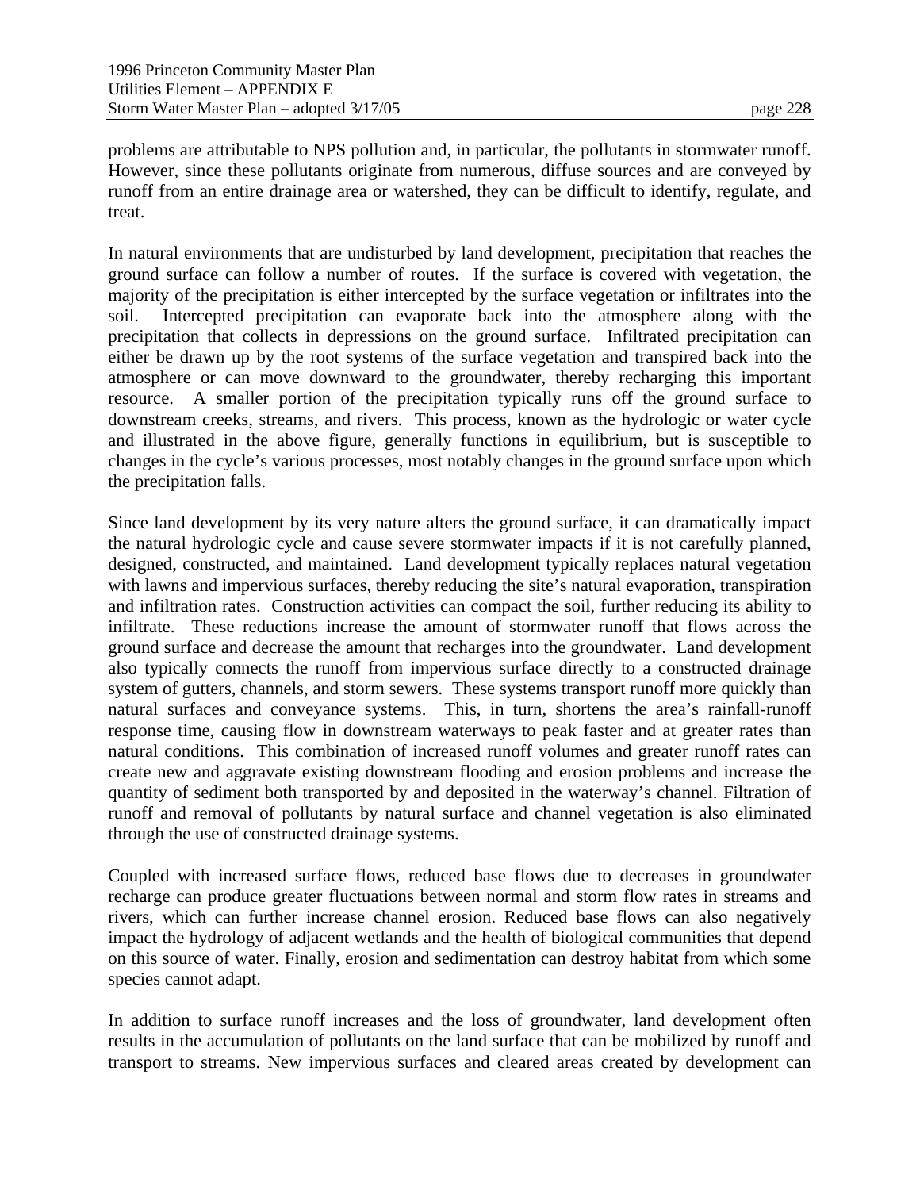problems are attributable to NPS pollution and, in particular, the pollutants in stormwater runoff. However, since these pollutants originate from numerous, diffuse sources and are conveyed by runoff from an entire drainage area or watershed, they can be difficult to identify, regulate, and treat.

In natural environments that are undisturbed by land development, precipitation that reaches the ground surface can follow a number of routes. If the surface is covered with vegetation, the majority of the precipitation is either intercepted by the surface vegetation or infiltrates into the soil. Intercepted precipitation can evaporate back into the atmosphere along with the precipitation that collects in depressions on the ground surface. Infiltrated precipitation can either be drawn up by the root systems of the surface vegetation and transpired back into the atmosphere or can move downward to the groundwater, thereby recharging this important resource. A smaller portion of the precipitation typically runs off the ground surface to downstream creeks, streams, and rivers. This process, known as the hydrologic or water cycle and illustrated in the above figure, generally functions in equilibrium, but is susceptible to changes in the cycle's various processes, most notably changes in the ground surface upon which the precipitation falls.

Since land development by its very nature alters the ground surface, it can dramatically impact the natural hydrologic cycle and cause severe stormwater impacts if it is not carefully planned, designed, constructed, and maintained. Land development typically replaces natural vegetation with lawns and impervious surfaces, thereby reducing the site's natural evaporation, transpiration and infiltration rates. Construction activities can compact the soil, further reducing its ability to infiltrate. These reductions increase the amount of stormwater runoff that flows across the ground surface and decrease the amount that recharges into the groundwater. Land development also typically connects the runoff from impervious surface directly to a constructed drainage system of gutters, channels, and storm sewers. These systems transport runoff more quickly than natural surfaces and conveyance systems. This, in turn, shortens the area's rainfall-runoff response time, causing flow in downstream waterways to peak faster and at greater rates than natural conditions. This combination of increased runoff volumes and greater runoff rates can create new and aggravate existing downstream flooding and erosion problems and increase the quantity of sediment both transported by and deposited in the waterway's channel. Filtration of runoff and removal of pollutants by natural surface and channel vegetation is also eliminated through the use of constructed drainage systems.

Coupled with increased surface flows, reduced base flows due to decreases in groundwater recharge can produce greater fluctuations between normal and storm flow rates in streams and rivers, which can further increase channel erosion. Reduced base flows can also negatively impact the hydrology of adjacent wetlands and the health of biological communities that depend on this source of water. Finally, erosion and sedimentation can destroy habitat from which some species cannot adapt.

In addition to surface runoff increases and the loss of groundwater, land development often results in the accumulation of pollutants on the land surface that can be mobilized by runoff and transport to streams. New impervious surfaces and cleared areas created by development can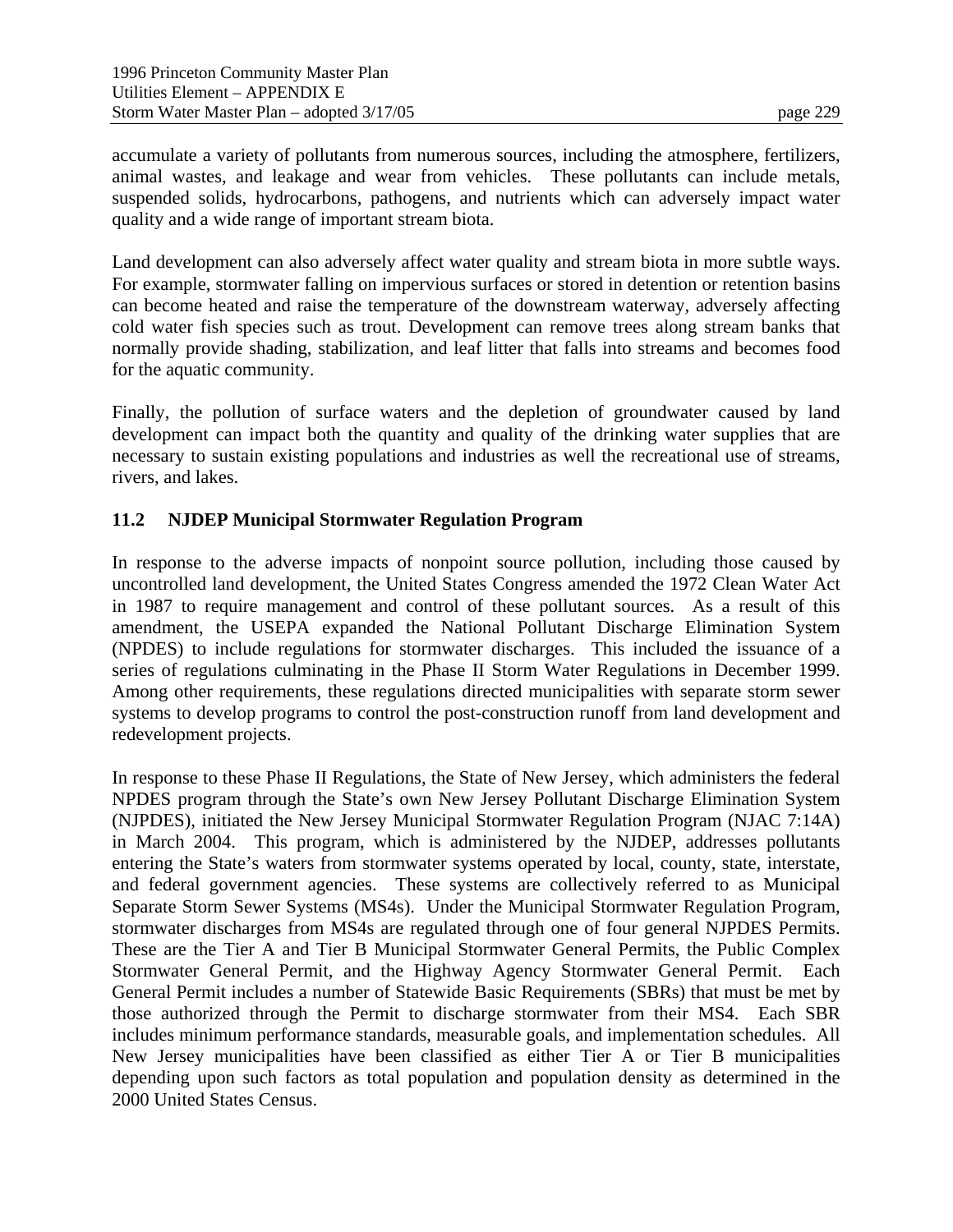accumulate a variety of pollutants from numerous sources, including the atmosphere, fertilizers, animal wastes, and leakage and wear from vehicles. These pollutants can include metals, suspended solids, hydrocarbons, pathogens, and nutrients which can adversely impact water quality and a wide range of important stream biota.

Land development can also adversely affect water quality and stream biota in more subtle ways. For example, stormwater falling on impervious surfaces or stored in detention or retention basins can become heated and raise the temperature of the downstream waterway, adversely affecting cold water fish species such as trout. Development can remove trees along stream banks that normally provide shading, stabilization, and leaf litter that falls into streams and becomes food for the aquatic community.

Finally, the pollution of surface waters and the depletion of groundwater caused by land development can impact both the quantity and quality of the drinking water supplies that are necessary to sustain existing populations and industries as well the recreational use of streams, rivers, and lakes.

## 11.2 NJDEP Municipal Stormwater Regulation Program

In response to the adverse impacts of nonpoint source pollution, including those caused by uncontrolled land development, the United States Congress amended the 1972 Clean Water Act in 1987 to require management and control of these pollutant sources. As a result of this amendment, the USEPA expanded the National Pollutant Discharge Elimination System (NPDES) to include regulations for stormwater discharges. This included the issuance of a series of regulations culminating in the Phase II Storm Water Regulations in December 1999. Among other requirements, these regulations directed municipalities with separate storm sewer systems to develop programs to control the post-construction runoff from land development and redevelopment projects.

In response to these Phase II Regulations, the State of New Jersey, which administers the federal NPDES program through the State's own New Jersey Pollutant Discharge Elimination System (NJPDES), initiated the New Jersey Municipal Stormwater Regulation Program (NJAC 7:14A) in March 2004. This program, which is administered by the NJDEP, addresses pollutants entering the State's waters from stormwater systems operated by local, county, state, interstate, and federal government agencies. These systems are collectively referred to as Municipal Separate Storm Sewer Systems (MS4s). Under the Municipal Stormwater Regulation Program, stormwater discharges from MS4s are regulated through one of four general NJPDES Permits. These are the Tier A and Tier B Municipal Stormwater General Permits, the Public Complex Stormwater General Permit, and the Highway Agency Stormwater General Permit. Each General Permit includes a number of Statewide Basic Requirements (SBRs) that must be met by those authorized through the Permit to discharge stormwater from their MS4. Each SBR includes minimum performance standards, measurable goals, and implementation schedules. All New Jersey municipalities have been classified as either Tier A or Tier B municipalities depending upon such factors as total population and population density as determined in the 2000 United States Census.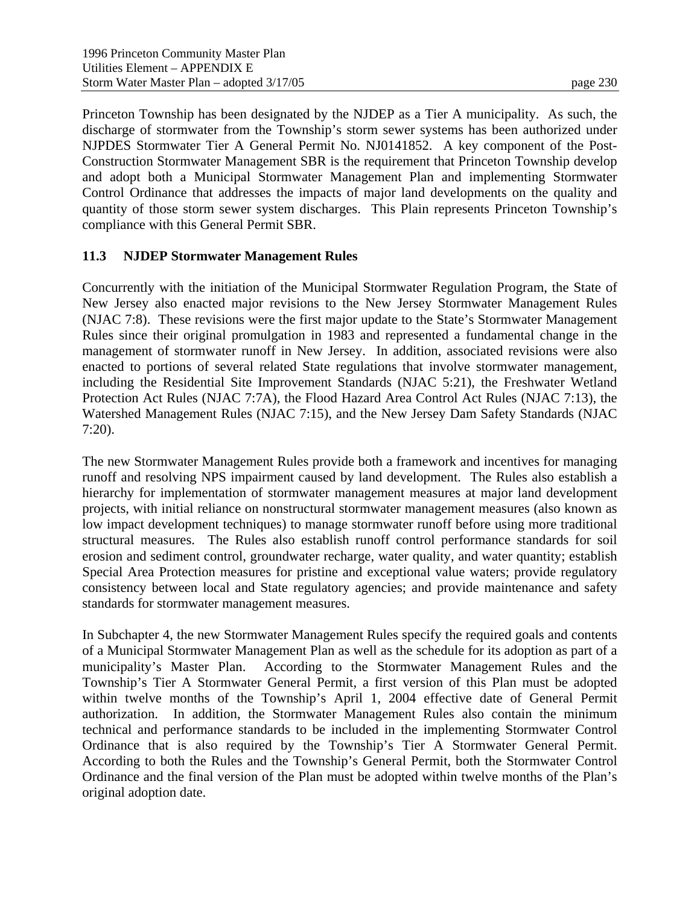Princeton Township has been designated by the NJDEP as a Tier A municipality. As such, the discharge of stormwater from the Township's storm sewer systems has been authorized under NJPDES Stormwater Tier A General Permit No. NJ0141852. A key component of the Post-Construction Stormwater Management SBR is the requirement that Princeton Township develop and adopt both a Municipal Stormwater Management Plan and implementing Stormwater Control Ordinance that addresses the impacts of major land developments on the quality and quantity of those storm sewer system discharges. This Plain represents Princeton Township's compliance with this General Permit SBR.

### 11.3 NJDEP Stormwater Management Rules

Concurrently with the initiation of the Municipal Stormwater Regulation Program, the State of New Jersey also enacted major revisions to the New Jersey Stormwater Management Rules (NJAC 7:8). These revisions were the first major update to the State's Stormwater Management Rules since their original promulgation in 1983 and represented a fundamental change in the management of stormwater runoff in New Jersey. In addition, associated revisions were also enacted to portions of several related State regulations that involve stormwater management, including the Residential Site Improvement Standards (NJAC 5:21), the Freshwater Wetland Protection Act Rules (NJAC 7:7A), the Flood Hazard Area Control Act Rules (NJAC 7:13), the Watershed Management Rules (NJAC 7:15), and the New Jersey Dam Safety Standards (NJAC 7:20).

The new Stormwater Management Rules provide both a framework and incentives for managing runoff and resolving NPS impairment caused by land development. The Rules also establish a hierarchy for implementation of stormwater management measures at major land development projects, with initial reliance on nonstructural stormwater management measures (also known as low impact development techniques) to manage stormwater runoff before using more traditional structural measures. The Rules also establish runoff control performance standards for soil erosion and sediment control, groundwater recharge, water quality, and water quantity; establish Special Area Protection measures for pristine and exceptional value waters; provide regulatory consistency between local and State regulatory agencies; and provide maintenance and safety standards for stormwater management measures.

In Subchapter 4, the new Stormwater Management Rules specify the required goals and contents of a Municipal Stormwater Management Plan as well as the schedule for its adoption as part of a municipality's Master Plan. According to the Stormwater Management Rules and the Township's Tier A Stormwater General Permit, a first version of this Plan must be adopted within twelve months of the Township's April 1, 2004 effective date of General Permit authorization. In addition, the Stormwater Management Rules also contain the minimum technical and performance standards to be included in the implementing Stormwater Control Ordinance that is also required by the Township's Tier A Stormwater General Permit. According to both the Rules and the Township's General Permit, both the Stormwater Control Ordinance and the final version of the Plan must be adopted within twelve months of the Plan's original adoption date.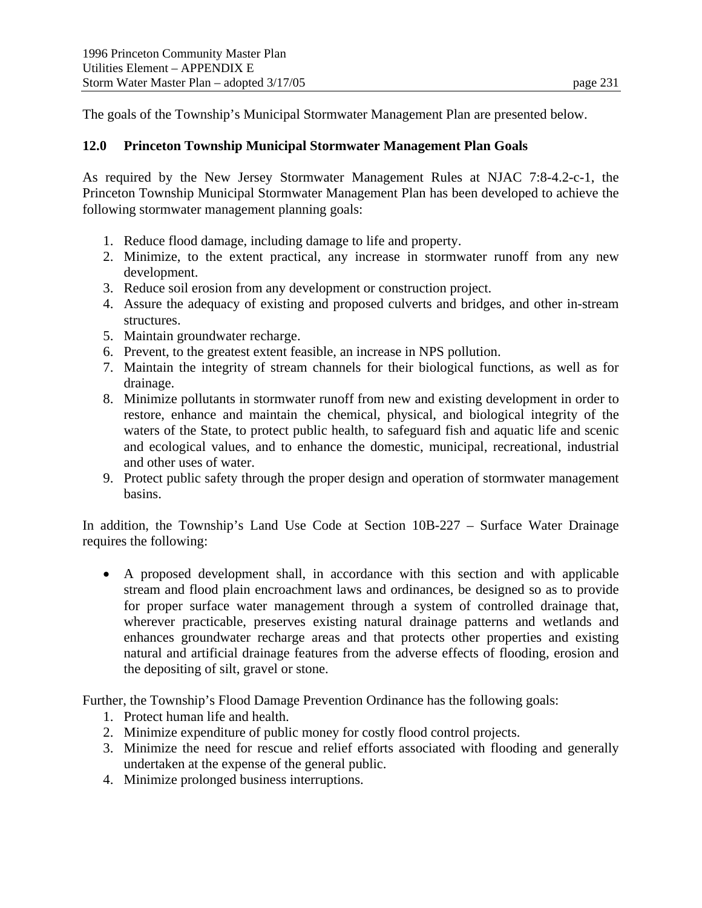The goals of the Township's Municipal Stormwater Management Plan are presented below.

## 12.0 Princeton Township Municipal Stormwater Management Plan Goals

As required by the New Jersey Stormwater Management Rules at NJAC 7:8-4.2-c-1, the Princeton Township Municipal Stormwater Management Plan has been developed to achieve the following stormwater management planning goals:

1. Reduce flood damage, including damage to life and property.
2. Minimize, to the extent practical, any increase in stormwater runoff from any new development.
3. Reduce soil erosion from any development or construction project.
4. Assure the adequacy of existing and proposed culverts and bridges, and other in-stream structures.
5. Maintain groundwater recharge.
6. Prevent, to the greatest extent feasible, an increase in NPS pollution.
7. Maintain the integrity of stream channels for their biological functions, as well as for drainage.
8. Minimize pollutants in stormwater runoff from new and existing development in order to restore, enhance and maintain the chemical, physical, and biological integrity of the waters of the State, to protect public health, to safeguard fish and aquatic life and scenic and ecological values, and to enhance the domestic, municipal, recreational, industrial and other uses of water.
9. Protect public safety through the proper design and operation of stormwater management basins.

In addition, the Township's Land Use Code at Section 10B-227 – Surface Water Drainage requires the following:

- A proposed development shall, in accordance with this section and with applicable stream and flood plain encroachment laws and ordinances, be designed so as to provide for proper surface water management through a system of controlled drainage that, wherever practicable, preserves existing natural drainage patterns and wetlands and enhances groundwater recharge areas and that protects other properties and existing natural and artificial drainage features from the adverse effects of flooding, erosion and the depositing of silt, gravel or stone.

Further, the Township's Flood Damage Prevention Ordinance has the following goals:

1. Protect human life and health.
2. Minimize expenditure of public money for costly flood control projects.
3. Minimize the need for rescue and relief efforts associated with flooding and generally undertaken at the expense of the general public.
4. Minimize prolonged business interruptions.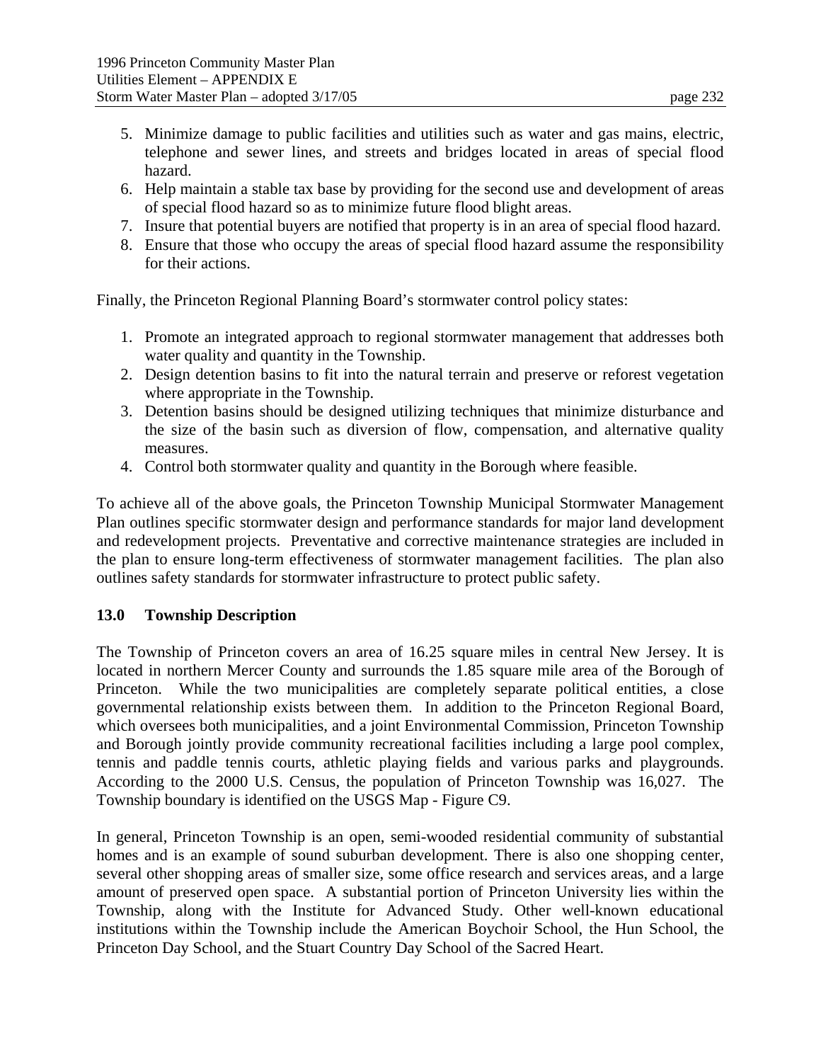5. Minimize damage to public facilities and utilities such as water and gas mains, electric, telephone and sewer lines, and streets and bridges located in areas of special flood hazard.
6. Help maintain a stable tax base by providing for the second use and development of areas of special flood hazard so as to minimize future flood blight areas.
7. Insure that potential buyers are notified that property is in an area of special flood hazard.
8. Ensure that those who occupy the areas of special flood hazard assume the responsibility for their actions.

Finally, the Princeton Regional Planning Board's stormwater control policy states:

1. Promote an integrated approach to regional stormwater management that addresses both water quality and quantity in the Township.
2. Design detention basins to fit into the natural terrain and preserve or reforest vegetation where appropriate in the Township.
3. Detention basins should be designed utilizing techniques that minimize disturbance and the size of the basin such as diversion of flow, compensation, and alternative quality measures.
4. Control both stormwater quality and quantity in the Borough where feasible.

To achieve all of the above goals, the Princeton Township Municipal Stormwater Management Plan outlines specific stormwater design and performance standards for major land development and redevelopment projects. Preventative and corrective maintenance strategies are included in the plan to ensure long-term effectiveness of stormwater management facilities. The plan also outlines safety standards for stormwater infrastructure to protect public safety.

## 13.0 Township Description

The Township of Princeton covers an area of 16.25 square miles in central New Jersey. It is located in northern Mercer County and surrounds the 1.85 square mile area of the Borough of Princeton. While the two municipalities are completely separate political entities, a close governmental relationship exists between them. In addition to the Princeton Regional Board, which oversees both municipalities, and a joint Environmental Commission, Princeton Township and Borough jointly provide community recreational facilities including a large pool complex, tennis and paddle tennis courts, athletic playing fields and various parks and playgrounds. According to the 2000 U.S. Census, the population of Princeton Township was 16,027. The Township boundary is identified on the USGS Map - Figure C9.

In general, Princeton Township is an open, semi-wooded residential community of substantial homes and is an example of sound suburban development. There is also one shopping center, several other shopping areas of smaller size, some office research and services areas, and a large amount of preserved open space. A substantial portion of Princeton University lies within the Township, along with the Institute for Advanced Study. Other well-known educational institutions within the Township include the American Boychoir School, the Hun School, the Princeton Day School, and the Stuart Country Day School of the Sacred Heart.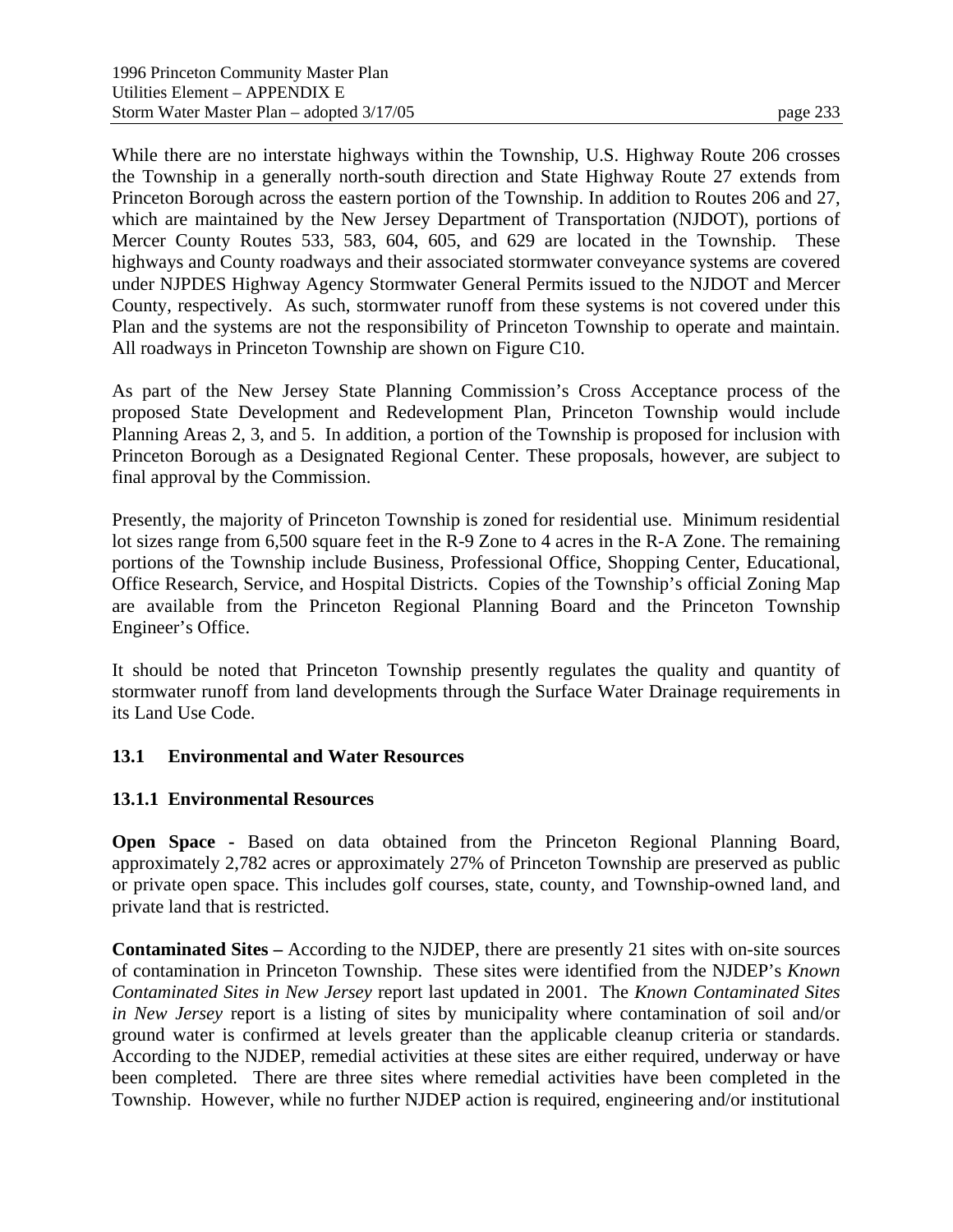While there are no interstate highways within the Township, U.S. Highway Route 206 crosses the Township in a generally north-south direction and State Highway Route 27 extends from Princeton Borough across the eastern portion of the Township. In addition to Routes 206 and 27, which are maintained by the New Jersey Department of Transportation (NJDOT), portions of Mercer County Routes 533, 583, 604, 605, and 629 are located in the Township. These highways and County roadways and their associated stormwater conveyance systems are covered under NJPDES Highway Agency Stormwater General Permits issued to the NJDOT and Mercer County, respectively. As such, stormwater runoff from these systems is not covered under this Plan and the systems are not the responsibility of Princeton Township to operate and maintain. All roadways in Princeton Township are shown on Figure C10.

As part of the New Jersey State Planning Commission's Cross Acceptance process of the proposed State Development and Redevelopment Plan, Princeton Township would include Planning Areas 2, 3, and 5. In addition, a portion of the Township is proposed for inclusion with Princeton Borough as a Designated Regional Center. These proposals, however, are subject to final approval by the Commission.

Presently, the majority of Princeton Township is zoned for residential use. Minimum residential lot sizes range from 6,500 square feet in the R-9 Zone to 4 acres in the R-A Zone. The remaining portions of the Township include Business, Professional Office, Shopping Center, Educational, Office Research, Service, and Hospital Districts. Copies of the Township's official Zoning Map are available from the Princeton Regional Planning Board and the Princeton Township Engineer's Office.

It should be noted that Princeton Township presently regulates the quality and quantity of stormwater runoff from land developments through the Surface Water Drainage requirements in its Land Use Code.

## 13.1 Environmental and Water Resources

### 13.1.1 Environmental Resources

**Open Space -** Based on data obtained from the Princeton Regional Planning Board, approximately 2,782 acres or approximately 27% of Princeton Township are preserved as public or private open space. This includes golf courses, state, county, and Township-owned land, and private land that is restricted.

**Contaminated Sites –** According to the NJDEP, there are presently 21 sites with on-site sources of contamination in Princeton Township. These sites were identified from the NJDEP's *Known Contaminated Sites in New Jersey* report last updated in 2001. The *Known Contaminated Sites in New Jersey* report is a listing of sites by municipality where contamination of soil and/or ground water is confirmed at levels greater than the applicable cleanup criteria or standards. According to the NJDEP, remedial activities at these sites are either required, underway or have been completed. There are three sites where remedial activities have been completed in the Township. However, while no further NJDEP action is required, engineering and/or institutional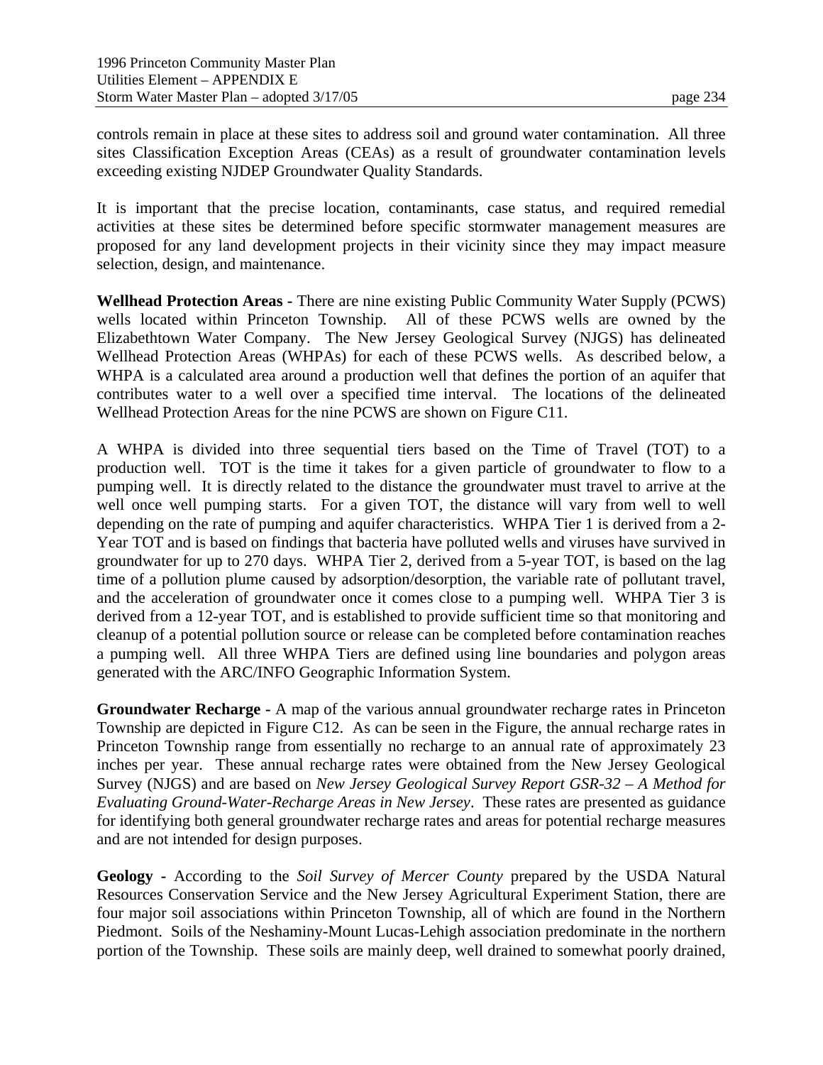controls remain in place at these sites to address soil and ground water contamination. All three sites Classification Exception Areas (CEAs) as a result of groundwater contamination levels exceeding existing NJDEP Groundwater Quality Standards.

It is important that the precise location, contaminants, case status, and required remedial activities at these sites be determined before specific stormwater management measures are proposed for any land development projects in their vicinity since they may impact measure selection, design, and maintenance.

**Wellhead Protection Areas -** There are nine existing Public Community Water Supply (PCWS) wells located within Princeton Township. All of these PCWS wells are owned by the Elizabethtown Water Company. The New Jersey Geological Survey (NJGS) has delineated Wellhead Protection Areas (WHPAs) for each of these PCWS wells. As described below, a WHPA is a calculated area around a production well that defines the portion of an aquifer that contributes water to a well over a specified time interval. The locations of the delineated Wellhead Protection Areas for the nine PCWS are shown on Figure C11.

A WHPA is divided into three sequential tiers based on the Time of Travel (TOT) to a production well. TOT is the time it takes for a given particle of groundwater to flow to a pumping well. It is directly related to the distance the groundwater must travel to arrive at the well once well pumping starts. For a given TOT, the distance will vary from well to well depending on the rate of pumping and aquifer characteristics. WHPA Tier 1 is derived from a 2-Year TOT and is based on findings that bacteria have polluted wells and viruses have survived in groundwater for up to 270 days. WHPA Tier 2, derived from a 5-year TOT, is based on the lag time of a pollution plume caused by adsorption/desorption, the variable rate of pollutant travel, and the acceleration of groundwater once it comes close to a pumping well. WHPA Tier 3 is derived from a 12-year TOT, and is established to provide sufficient time so that monitoring and cleanup of a potential pollution source or release can be completed before contamination reaches a pumping well. All three WHPA Tiers are defined using line boundaries and polygon areas generated with the ARC/INFO Geographic Information System.

**Groundwater Recharge -** A map of the various annual groundwater recharge rates in Princeton Township are depicted in Figure C12. As can be seen in the Figure, the annual recharge rates in Princeton Township range from essentially no recharge to an annual rate of approximately 23 inches per year. These annual recharge rates were obtained from the New Jersey Geological Survey (NJGS) and are based on *New Jersey Geological Survey Report GSR-32 – A Method for Evaluating Ground-Water-Recharge Areas in New Jersey*. These rates are presented as guidance for identifying both general groundwater recharge rates and areas for potential recharge measures and are not intended for design purposes.

**Geology -** According to the *Soil Survey of Mercer County* prepared by the USDA Natural Resources Conservation Service and the New Jersey Agricultural Experiment Station, there are four major soil associations within Princeton Township, all of which are found in the Northern Piedmont. Soils of the Neshaminy-Mount Lucas-Lehigh association predominate in the northern portion of the Township. These soils are mainly deep, well drained to somewhat poorly drained,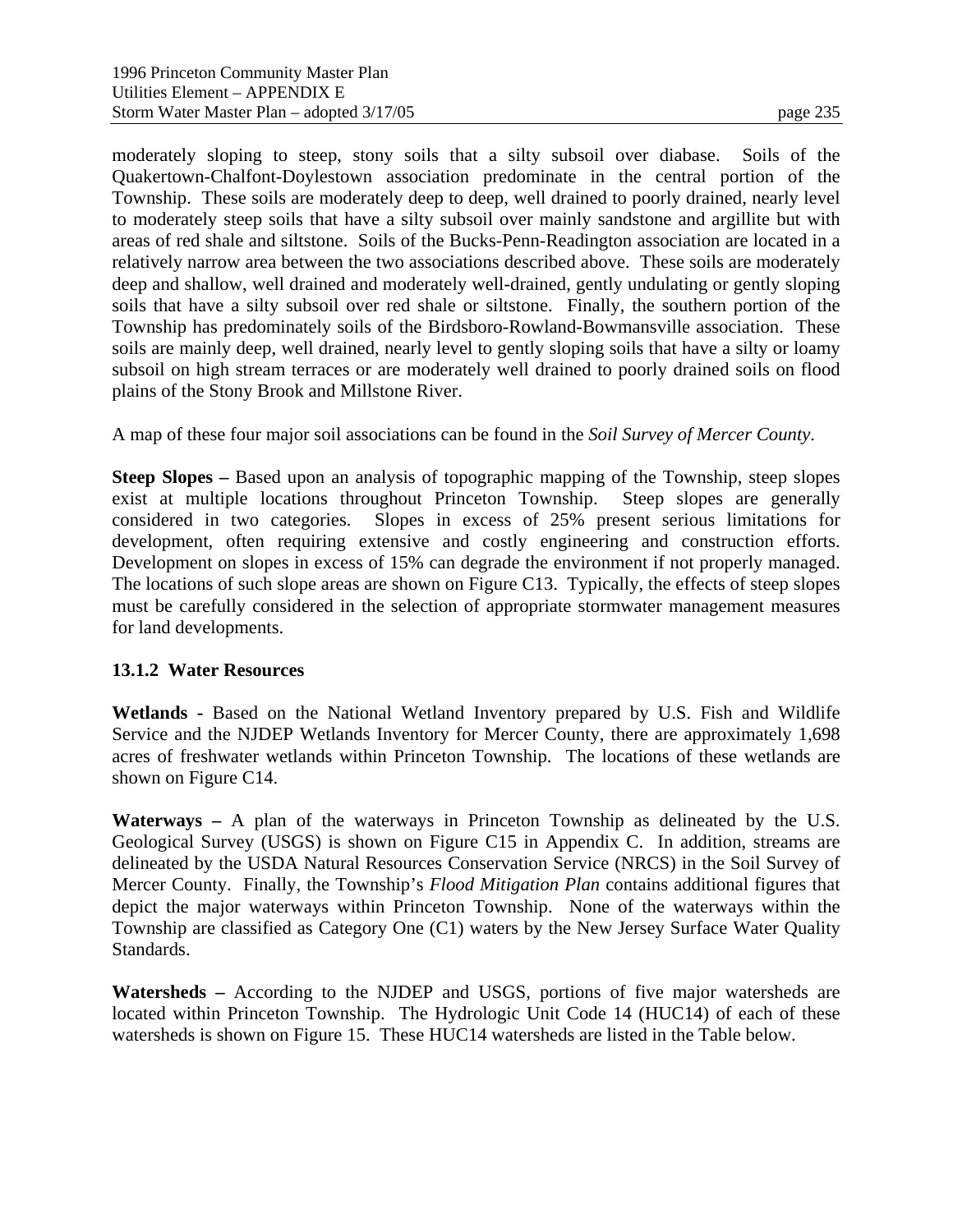moderately sloping to steep, stony soils that a silty subsoil over diabase. Soils of the Quakertown-Chalfont-Doylestown association predominate in the central portion of the Township. These soils are moderately deep to deep, well drained to poorly drained, nearly level to moderately steep soils that have a silty subsoil over mainly sandstone and argillite but with areas of red shale and siltstone. Soils of the Bucks-Penn-Readington association are located in a relatively narrow area between the two associations described above. These soils are moderately deep and shallow, well drained and moderately well-drained, gently undulating or gently sloping soils that have a silty subsoil over red shale or siltstone. Finally, the southern portion of the Township has predominately soils of the Birdsboro-Rowland-Bowmansville association. These soils are mainly deep, well drained, nearly level to gently sloping soils that have a silty or loamy subsoil on high stream terraces or are moderately well drained to poorly drained soils on flood plains of the Stony Brook and Millstone River.

A map of these four major soil associations can be found in the *Soil Survey of Mercer County*.

**Steep Slopes –** Based upon an analysis of topographic mapping of the Township, steep slopes exist at multiple locations throughout Princeton Township. Steep slopes are generally considered in two categories. Slopes in excess of 25% present serious limitations for development, often requiring extensive and costly engineering and construction efforts. Development on slopes in excess of 15% can degrade the environment if not properly managed. The locations of such slope areas are shown on Figure C13. Typically, the effects of steep slopes must be carefully considered in the selection of appropriate stormwater management measures for land developments.

### 13.1.2 Water Resources

**Wetlands -** Based on the National Wetland Inventory prepared by U.S. Fish and Wildlife Service and the NJDEP Wetlands Inventory for Mercer County, there are approximately 1,698 acres of freshwater wetlands within Princeton Township. The locations of these wetlands are shown on Figure C14.

**Waterways –** A plan of the waterways in Princeton Township as delineated by the U.S. Geological Survey (USGS) is shown on Figure C15 in Appendix C. In addition, streams are delineated by the USDA Natural Resources Conservation Service (NRCS) in the Soil Survey of Mercer County. Finally, the Township's *Flood Mitigation Plan* contains additional figures that depict the major waterways within Princeton Township. None of the waterways within the Township are classified as Category One (C1) waters by the New Jersey Surface Water Quality Standards.

**Watersheds –** According to the NJDEP and USGS, portions of five major watersheds are located within Princeton Township. The Hydrologic Unit Code 14 (HUC14) of each of these watersheds is shown on Figure 15. These HUC14 watersheds are listed in the Table below.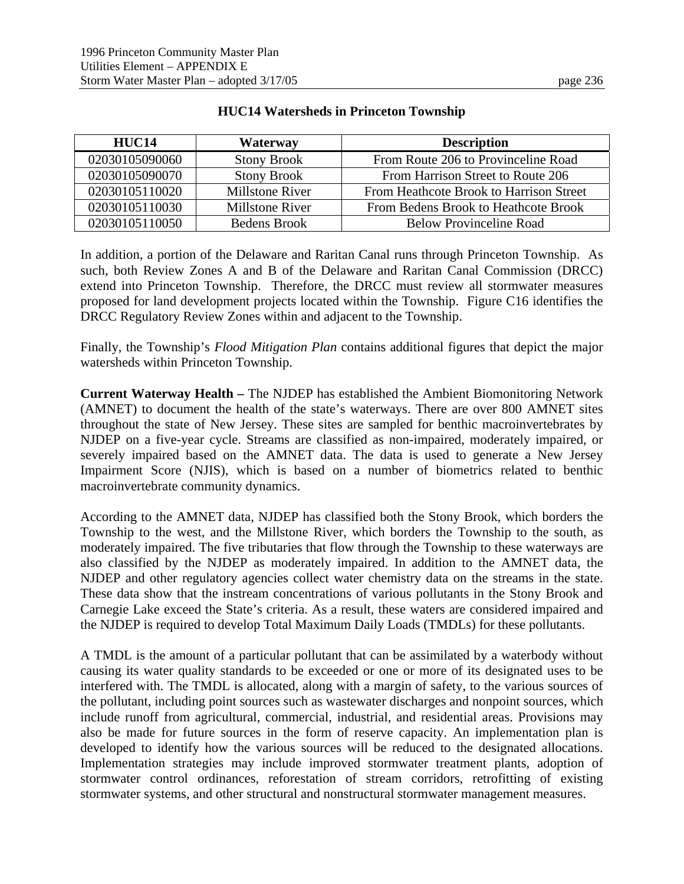**HUC14 Watersheds in Princeton Township**

| HUC14 | Waterway | Description |
|---|---|---|
| 02030105090060 | Stony Brook | From Route 206 to Provinceline Road |
| 02030105090070 | Stony Brook | From Harrison Street to Route 206 |
| 02030105110020 | Millstone River | From Heathcote Brook to Harrison Street |
| 02030105110030 | Millstone River | From Bedens Brook to Heathcote Brook |
| 02030105110050 | Bedens Brook | Below Provinceline Road |

In addition, a portion of the Delaware and Raritan Canal runs through Princeton Township. As such, both Review Zones A and B of the Delaware and Raritan Canal Commission (DRCC) extend into Princeton Township. Therefore, the DRCC must review all stormwater measures proposed for land development projects located within the Township. Figure C16 identifies the DRCC Regulatory Review Zones within and adjacent to the Township.

Finally, the Township's *Flood Mitigation Plan* contains additional figures that depict the major watersheds within Princeton Township.

**Current Waterway Health –** The NJDEP has established the Ambient Biomonitoring Network (AMNET) to document the health of the state's waterways. There are over 800 AMNET sites throughout the state of New Jersey. These sites are sampled for benthic macroinvertebrates by NJDEP on a five-year cycle. Streams are classified as non-impaired, moderately impaired, or severely impaired based on the AMNET data. The data is used to generate a New Jersey Impairment Score (NJIS), which is based on a number of biometrics related to benthic macroinvertebrate community dynamics.

According to the AMNET data, NJDEP has classified both the Stony Brook, which borders the Township to the west, and the Millstone River, which borders the Township to the south, as moderately impaired. The five tributaries that flow through the Township to these waterways are also classified by the NJDEP as moderately impaired. In addition to the AMNET data, the NJDEP and other regulatory agencies collect water chemistry data on the streams in the state. These data show that the instream concentrations of various pollutants in the Stony Brook and Carnegie Lake exceed the State's criteria. As a result, these waters are considered impaired and the NJDEP is required to develop Total Maximum Daily Loads (TMDLs) for these pollutants.

A TMDL is the amount of a particular pollutant that can be assimilated by a waterbody without causing its water quality standards to be exceeded or one or more of its designated uses to be interfered with. The TMDL is allocated, along with a margin of safety, to the various sources of the pollutant, including point sources such as wastewater discharges and nonpoint sources, which include runoff from agricultural, commercial, industrial, and residential areas. Provisions may also be made for future sources in the form of reserve capacity. An implementation plan is developed to identify how the various sources will be reduced to the designated allocations. Implementation strategies may include improved stormwater treatment plants, adoption of stormwater control ordinances, reforestation of stream corridors, retrofitting of existing stormwater systems, and other structural and nonstructural stormwater management measures.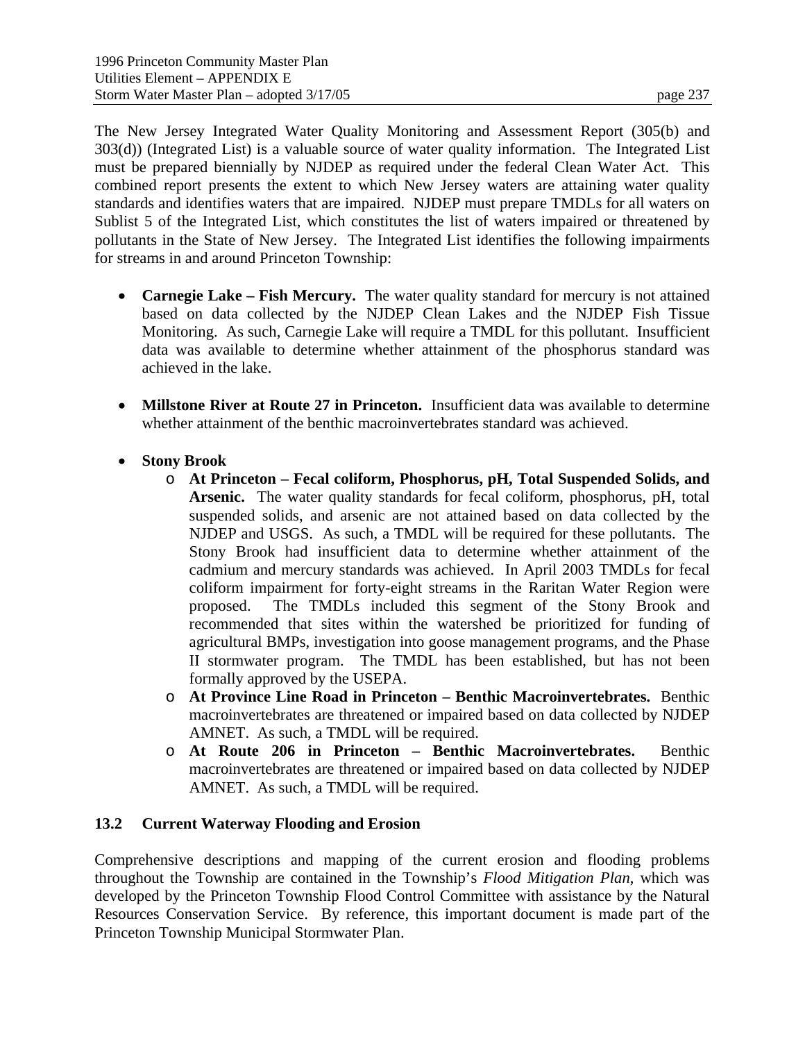The New Jersey Integrated Water Quality Monitoring and Assessment Report (305(b) and 303(d)) (Integrated List) is a valuable source of water quality information. The Integrated List must be prepared biennially by NJDEP as required under the federal Clean Water Act. This combined report presents the extent to which New Jersey waters are attaining water quality standards and identifies waters that are impaired. NJDEP must prepare TMDLs for all waters on Sublist 5 of the Integrated List, which constitutes the list of waters impaired or threatened by pollutants in the State of New Jersey. The Integrated List identifies the following impairments for streams in and around Princeton Township:

- **Carnegie Lake – Fish Mercury.** The water quality standard for mercury is not attained based on data collected by the NJDEP Clean Lakes and the NJDEP Fish Tissue Monitoring. As such, Carnegie Lake will require a TMDL for this pollutant. Insufficient data was available to determine whether attainment of the phosphorus standard was achieved in the lake.

- **Millstone River at Route 27 in Princeton.** Insufficient data was available to determine whether attainment of the benthic macroinvertebrates standard was achieved.

- **Stony Brook**
  - **At Princeton – Fecal coliform, Phosphorus, pH, Total Suspended Solids, and Arsenic.** The water quality standards for fecal coliform, phosphorus, pH, total suspended solids, and arsenic are not attained based on data collected by the NJDEP and USGS. As such, a TMDL will be required for these pollutants. The Stony Brook had insufficient data to determine whether attainment of the cadmium and mercury standards was achieved. In April 2003 TMDLs for fecal coliform impairment for forty-eight streams in the Raritan Water Region were proposed. The TMDLs included this segment of the Stony Brook and recommended that sites within the watershed be prioritized for funding of agricultural BMPs, investigation into goose management programs, and the Phase II stormwater program. The TMDL has been established, but has not been formally approved by the USEPA.
  - **At Province Line Road in Princeton – Benthic Macroinvertebrates.** Benthic macroinvertebrates are threatened or impaired based on data collected by NJDEP AMNET. As such, a TMDL will be required.
  - **At Route 206 in Princeton – Benthic Macroinvertebrates.** Benthic macroinvertebrates are threatened or impaired based on data collected by NJDEP AMNET. As such, a TMDL will be required.

## 13.2 Current Waterway Flooding and Erosion

Comprehensive descriptions and mapping of the current erosion and flooding problems throughout the Township are contained in the Township's *Flood Mitigation Plan*, which was developed by the Princeton Township Flood Control Committee with assistance by the Natural Resources Conservation Service. By reference, this important document is made part of the Princeton Township Municipal Stormwater Plan.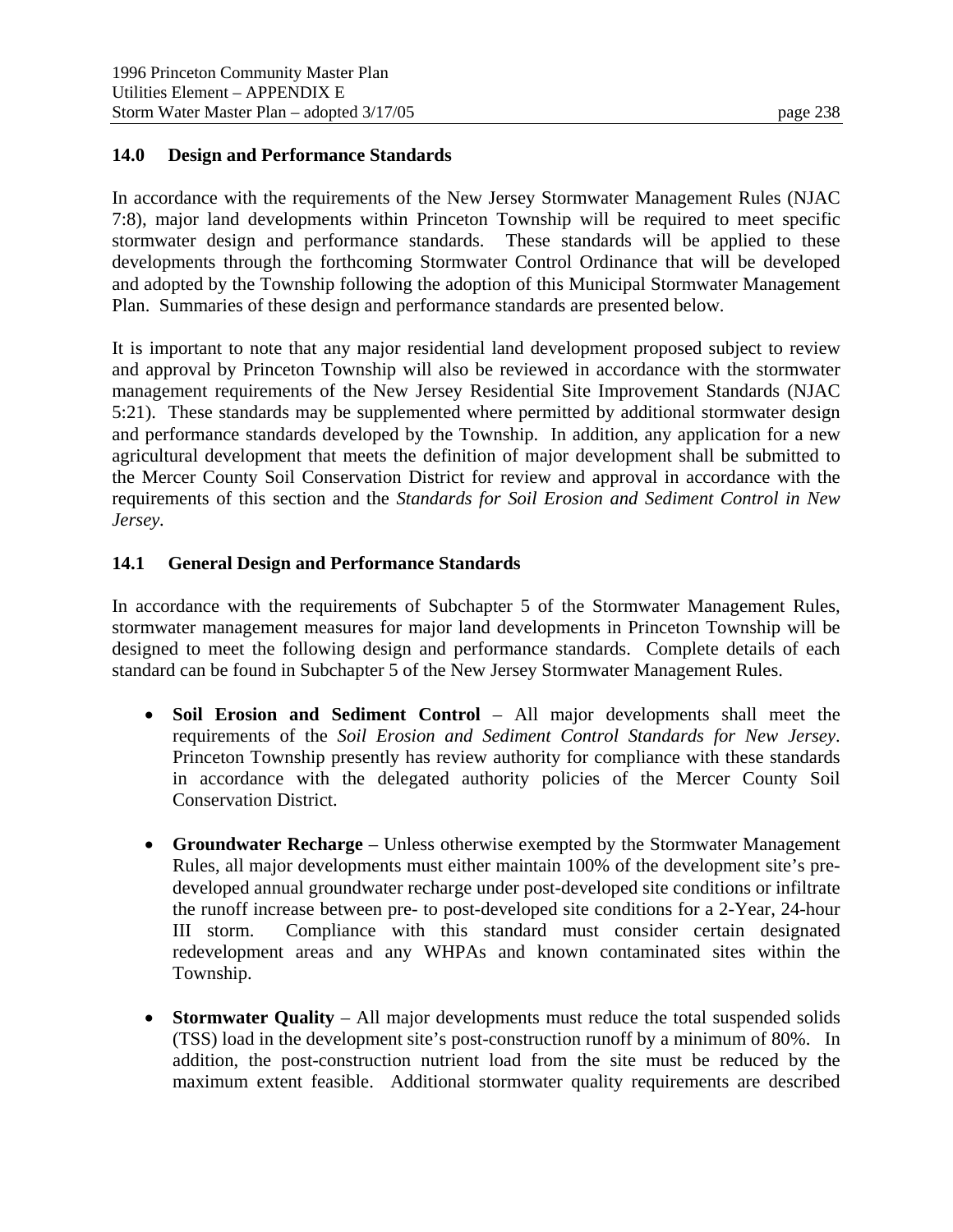## 14.0 Design and Performance Standards

In accordance with the requirements of the New Jersey Stormwater Management Rules (NJAC 7:8), major land developments within Princeton Township will be required to meet specific stormwater design and performance standards. These standards will be applied to these developments through the forthcoming Stormwater Control Ordinance that will be developed and adopted by the Township following the adoption of this Municipal Stormwater Management Plan. Summaries of these design and performance standards are presented below.

It is important to note that any major residential land development proposed subject to review and approval by Princeton Township will also be reviewed in accordance with the stormwater management requirements of the New Jersey Residential Site Improvement Standards (NJAC 5:21). These standards may be supplemented where permitted by additional stormwater design and performance standards developed by the Township. In addition, any application for a new agricultural development that meets the definition of major development shall be submitted to the Mercer County Soil Conservation District for review and approval in accordance with the requirements of this section and the *Standards for Soil Erosion and Sediment Control in New Jersey*.

## 14.1 General Design and Performance Standards

In accordance with the requirements of Subchapter 5 of the Stormwater Management Rules, stormwater management measures for major land developments in Princeton Township will be designed to meet the following design and performance standards. Complete details of each standard can be found in Subchapter 5 of the New Jersey Stormwater Management Rules.

- **Soil Erosion and Sediment Control** – All major developments shall meet the requirements of the *Soil Erosion and Sediment Control Standards for New Jersey*. Princeton Township presently has review authority for compliance with these standards in accordance with the delegated authority policies of the Mercer County Soil Conservation District.

- **Groundwater Recharge** – Unless otherwise exempted by the Stormwater Management Rules, all major developments must either maintain 100% of the development site's pre-developed annual groundwater recharge under post-developed site conditions or infiltrate the runoff increase between pre- to post-developed site conditions for a 2-Year, 24-hour III storm. Compliance with this standard must consider certain designated redevelopment areas and any WHPAs and known contaminated sites within the Township.

- **Stormwater Quality** – All major developments must reduce the total suspended solids (TSS) load in the development site's post-construction runoff by a minimum of 80%. In addition, the post-construction nutrient load from the site must be reduced by the maximum extent feasible. Additional stormwater quality requirements are described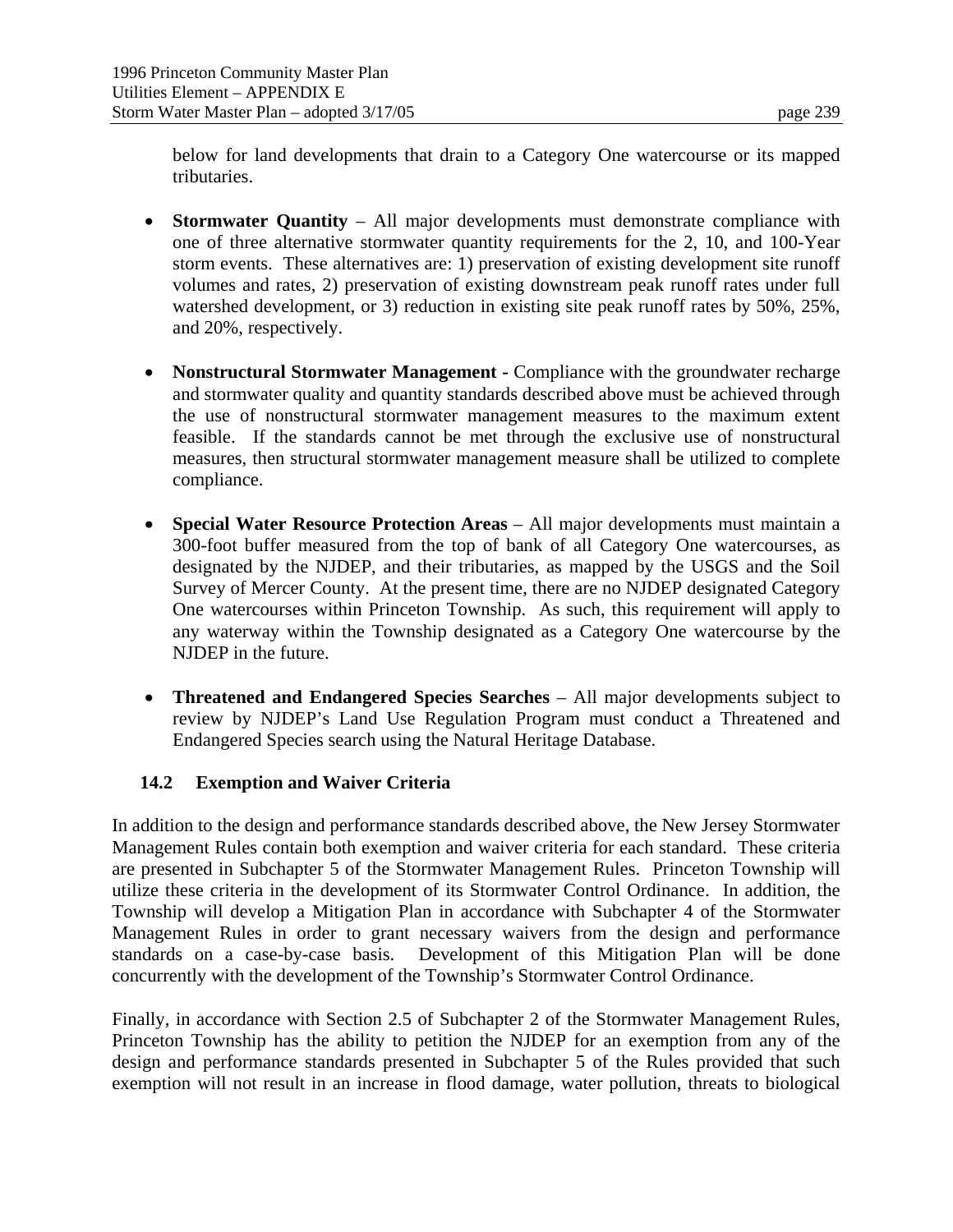below for land developments that drain to a Category One watercourse or its mapped tributaries.

- **Stormwater Quantity** – All major developments must demonstrate compliance with one of three alternative stormwater quantity requirements for the 2, 10, and 100-Year storm events. These alternatives are: 1) preservation of existing development site runoff volumes and rates, 2) preservation of existing downstream peak runoff rates under full watershed development, or 3) reduction in existing site peak runoff rates by 50%, 25%, and 20%, respectively.

- **Nonstructural Stormwater Management** - Compliance with the groundwater recharge and stormwater quality and quantity standards described above must be achieved through the use of nonstructural stormwater management measures to the maximum extent feasible. If the standards cannot be met through the exclusive use of nonstructural measures, then structural stormwater management measure shall be utilized to complete compliance.

- **Special Water Resource Protection Areas** – All major developments must maintain a 300-foot buffer measured from the top of bank of all Category One watercourses, as designated by the NJDEP, and their tributaries, as mapped by the USGS and the Soil Survey of Mercer County. At the present time, there are no NJDEP designated Category One watercourses within Princeton Township. As such, this requirement will apply to any waterway within the Township designated as a Category One watercourse by the NJDEP in the future.

- **Threatened and Endangered Species Searches** – All major developments subject to review by NJDEP's Land Use Regulation Program must conduct a Threatened and Endangered Species search using the Natural Heritage Database.

### 14.2 Exemption and Waiver Criteria

In addition to the design and performance standards described above, the New Jersey Stormwater Management Rules contain both exemption and waiver criteria for each standard. These criteria are presented in Subchapter 5 of the Stormwater Management Rules. Princeton Township will utilize these criteria in the development of its Stormwater Control Ordinance. In addition, the Township will develop a Mitigation Plan in accordance with Subchapter 4 of the Stormwater Management Rules in order to grant necessary waivers from the design and performance standards on a case-by-case basis. Development of this Mitigation Plan will be done concurrently with the development of the Township's Stormwater Control Ordinance.

Finally, in accordance with Section 2.5 of Subchapter 2 of the Stormwater Management Rules, Princeton Township has the ability to petition the NJDEP for an exemption from any of the design and performance standards presented in Subchapter 5 of the Rules provided that such exemption will not result in an increase in flood damage, water pollution, threats to biological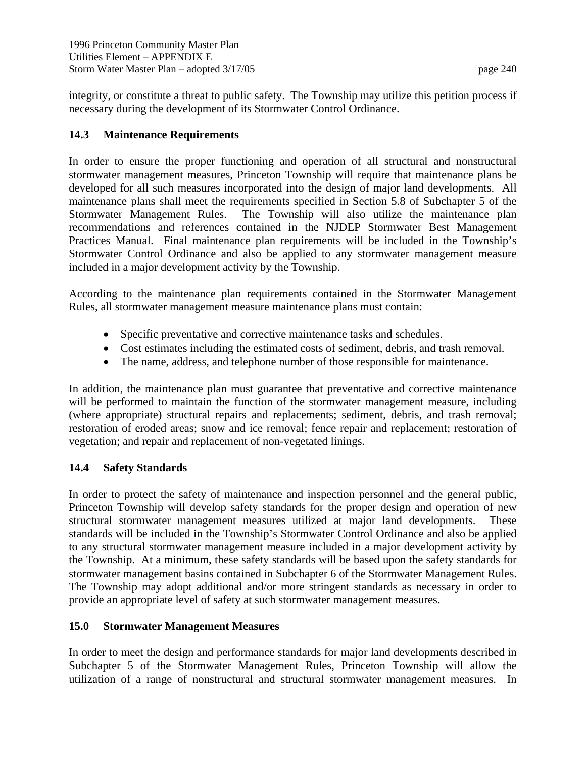integrity, or constitute a threat to public safety. The Township may utilize this petition process if necessary during the development of its Stormwater Control Ordinance.

### 14.3 Maintenance Requirements

In order to ensure the proper functioning and operation of all structural and nonstructural stormwater management measures, Princeton Township will require that maintenance plans be developed for all such measures incorporated into the design of major land developments. All maintenance plans shall meet the requirements specified in Section 5.8 of Subchapter 5 of the Stormwater Management Rules. The Township will also utilize the maintenance plan recommendations and references contained in the NJDEP Stormwater Best Management Practices Manual. Final maintenance plan requirements will be included in the Township's Stormwater Control Ordinance and also be applied to any stormwater management measure included in a major development activity by the Township.

According to the maintenance plan requirements contained in the Stormwater Management Rules, all stormwater management measure maintenance plans must contain:

- Specific preventative and corrective maintenance tasks and schedules.
- Cost estimates including the estimated costs of sediment, debris, and trash removal.
- The name, address, and telephone number of those responsible for maintenance.

In addition, the maintenance plan must guarantee that preventative and corrective maintenance will be performed to maintain the function of the stormwater management measure, including (where appropriate) structural repairs and replacements; sediment, debris, and trash removal; restoration of eroded areas; snow and ice removal; fence repair and replacement; restoration of vegetation; and repair and replacement of non-vegetated linings.

### 14.4 Safety Standards

In order to protect the safety of maintenance and inspection personnel and the general public, Princeton Township will develop safety standards for the proper design and operation of new structural stormwater management measures utilized at major land developments. These standards will be included in the Township's Stormwater Control Ordinance and also be applied to any structural stormwater management measure included in a major development activity by the Township. At a minimum, these safety standards will be based upon the safety standards for stormwater management basins contained in Subchapter 6 of the Stormwater Management Rules. The Township may adopt additional and/or more stringent standards as necessary in order to provide an appropriate level of safety at such stormwater management measures.

## 15.0 Stormwater Management Measures

In order to meet the design and performance standards for major land developments described in Subchapter 5 of the Stormwater Management Rules, Princeton Township will allow the utilization of a range of nonstructural and structural stormwater management measures. In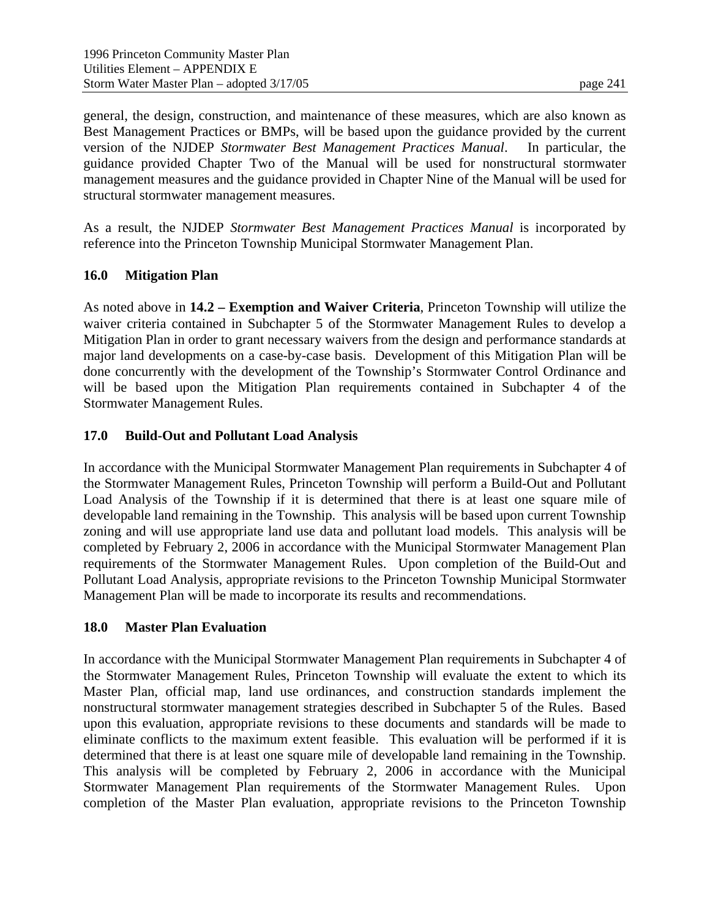general, the design, construction, and maintenance of these measures, which are also known as Best Management Practices or BMPs, will be based upon the guidance provided by the current version of the NJDEP *Stormwater Best Management Practices Manual*. In particular, the guidance provided Chapter Two of the Manual will be used for nonstructural stormwater management measures and the guidance provided in Chapter Nine of the Manual will be used for structural stormwater management measures.

As a result, the NJDEP *Stormwater Best Management Practices Manual* is incorporated by reference into the Princeton Township Municipal Stormwater Management Plan.

## 16.0 Mitigation Plan

As noted above in **14.2 – Exemption and Waiver Criteria**, Princeton Township will utilize the waiver criteria contained in Subchapter 5 of the Stormwater Management Rules to develop a Mitigation Plan in order to grant necessary waivers from the design and performance standards at major land developments on a case-by-case basis. Development of this Mitigation Plan will be done concurrently with the development of the Township's Stormwater Control Ordinance and will be based upon the Mitigation Plan requirements contained in Subchapter 4 of the Stormwater Management Rules.

## 17.0 Build-Out and Pollutant Load Analysis

In accordance with the Municipal Stormwater Management Plan requirements in Subchapter 4 of the Stormwater Management Rules, Princeton Township will perform a Build-Out and Pollutant Load Analysis of the Township if it is determined that there is at least one square mile of developable land remaining in the Township. This analysis will be based upon current Township zoning and will use appropriate land use data and pollutant load models. This analysis will be completed by February 2, 2006 in accordance with the Municipal Stormwater Management Plan requirements of the Stormwater Management Rules. Upon completion of the Build-Out and Pollutant Load Analysis, appropriate revisions to the Princeton Township Municipal Stormwater Management Plan will be made to incorporate its results and recommendations.

## 18.0 Master Plan Evaluation

In accordance with the Municipal Stormwater Management Plan requirements in Subchapter 4 of the Stormwater Management Rules, Princeton Township will evaluate the extent to which its Master Plan, official map, land use ordinances, and construction standards implement the nonstructural stormwater management strategies described in Subchapter 5 of the Rules. Based upon this evaluation, appropriate revisions to these documents and standards will be made to eliminate conflicts to the maximum extent feasible. This evaluation will be performed if it is determined that there is at least one square mile of developable land remaining in the Township. This analysis will be completed by February 2, 2006 in accordance with the Municipal Stormwater Management Plan requirements of the Stormwater Management Rules. Upon completion of the Master Plan evaluation, appropriate revisions to the Princeton Township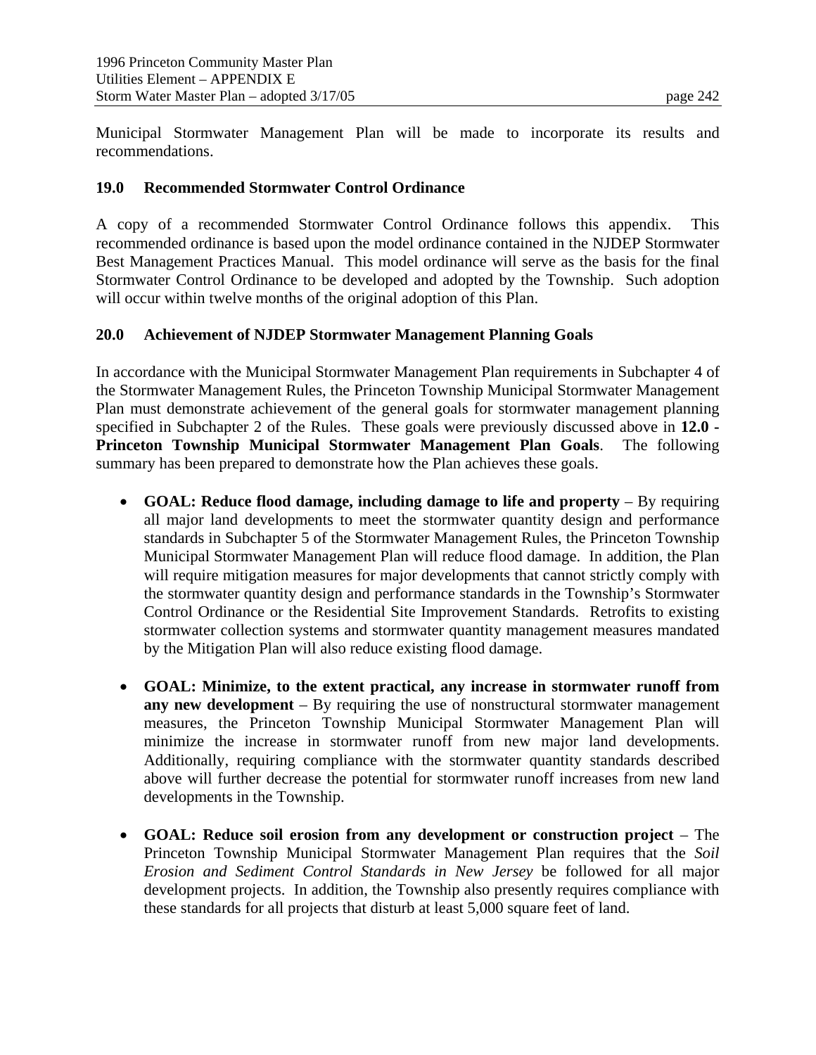Municipal Stormwater Management Plan will be made to incorporate its results and recommendations.

## 19.0 Recommended Stormwater Control Ordinance

A copy of a recommended Stormwater Control Ordinance follows this appendix. This recommended ordinance is based upon the model ordinance contained in the NJDEP Stormwater Best Management Practices Manual. This model ordinance will serve as the basis for the final Stormwater Control Ordinance to be developed and adopted by the Township. Such adoption will occur within twelve months of the original adoption of this Plan.

## 20.0 Achievement of NJDEP Stormwater Management Planning Goals

In accordance with the Municipal Stormwater Management Plan requirements in Subchapter 4 of the Stormwater Management Rules, the Princeton Township Municipal Stormwater Management Plan must demonstrate achievement of the general goals for stormwater management planning specified in Subchapter 2 of the Rules. These goals were previously discussed above in **12.0 - Princeton Township Municipal Stormwater Management Plan Goals**. The following summary has been prepared to demonstrate how the Plan achieves these goals.

- **GOAL: Reduce flood damage, including damage to life and property** – By requiring all major land developments to meet the stormwater quantity design and performance standards in Subchapter 5 of the Stormwater Management Rules, the Princeton Township Municipal Stormwater Management Plan will reduce flood damage. In addition, the Plan will require mitigation measures for major developments that cannot strictly comply with the stormwater quantity design and performance standards in the Township's Stormwater Control Ordinance or the Residential Site Improvement Standards. Retrofits to existing stormwater collection systems and stormwater quantity management measures mandated by the Mitigation Plan will also reduce existing flood damage.

- **GOAL: Minimize, to the extent practical, any increase in stormwater runoff from any new development** – By requiring the use of nonstructural stormwater management measures, the Princeton Township Municipal Stormwater Management Plan will minimize the increase in stormwater runoff from new major land developments. Additionally, requiring compliance with the stormwater quantity standards described above will further decrease the potential for stormwater runoff increases from new land developments in the Township.

- **GOAL: Reduce soil erosion from any development or construction project** – The Princeton Township Municipal Stormwater Management Plan requires that the *Soil Erosion and Sediment Control Standards in New Jersey* be followed for all major development projects. In addition, the Township also presently requires compliance with these standards for all projects that disturb at least 5,000 square feet of land.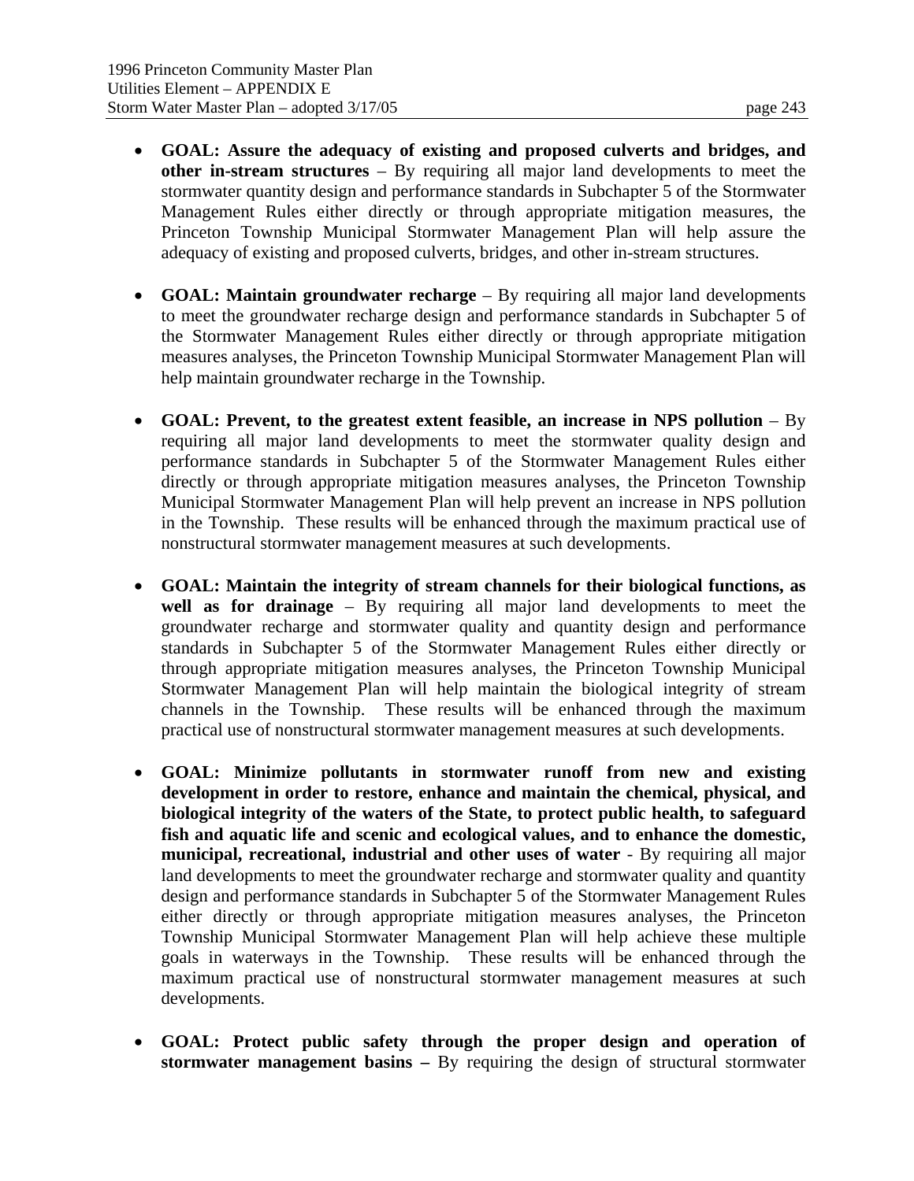- **GOAL: Assure the adequacy of existing and proposed culverts and bridges, and other in-stream structures** – By requiring all major land developments to meet the stormwater quantity design and performance standards in Subchapter 5 of the Stormwater Management Rules either directly or through appropriate mitigation measures, the Princeton Township Municipal Stormwater Management Plan will help assure the adequacy of existing and proposed culverts, bridges, and other in-stream structures.

- **GOAL: Maintain groundwater recharge** – By requiring all major land developments to meet the groundwater recharge design and performance standards in Subchapter 5 of the Stormwater Management Rules either directly or through appropriate mitigation measures analyses, the Princeton Township Municipal Stormwater Management Plan will help maintain groundwater recharge in the Township.

- **GOAL: Prevent, to the greatest extent feasible, an increase in NPS pollution** – By requiring all major land developments to meet the stormwater quality design and performance standards in Subchapter 5 of the Stormwater Management Rules either directly or through appropriate mitigation measures analyses, the Princeton Township Municipal Stormwater Management Plan will help prevent an increase in NPS pollution in the Township. These results will be enhanced through the maximum practical use of nonstructural stormwater management measures at such developments.

- **GOAL: Maintain the integrity of stream channels for their biological functions, as well as for drainage** – By requiring all major land developments to meet the groundwater recharge and stormwater quality and quantity design and performance standards in Subchapter 5 of the Stormwater Management Rules either directly or through appropriate mitigation measures analyses, the Princeton Township Municipal Stormwater Management Plan will help maintain the biological integrity of stream channels in the Township. These results will be enhanced through the maximum practical use of nonstructural stormwater management measures at such developments.

- **GOAL: Minimize pollutants in stormwater runoff from new and existing development in order to restore, enhance and maintain the chemical, physical, and biological integrity of the waters of the State, to protect public health, to safeguard fish and aquatic life and scenic and ecological values, and to enhance the domestic, municipal, recreational, industrial and other uses of water** - By requiring all major land developments to meet the groundwater recharge and stormwater quality and quantity design and performance standards in Subchapter 5 of the Stormwater Management Rules either directly or through appropriate mitigation measures analyses, the Princeton Township Municipal Stormwater Management Plan will help achieve these multiple goals in waterways in the Township. These results will be enhanced through the maximum practical use of nonstructural stormwater management measures at such developments.

- **GOAL: Protect public safety through the proper design and operation of stormwater management basins –** By requiring the design of structural stormwater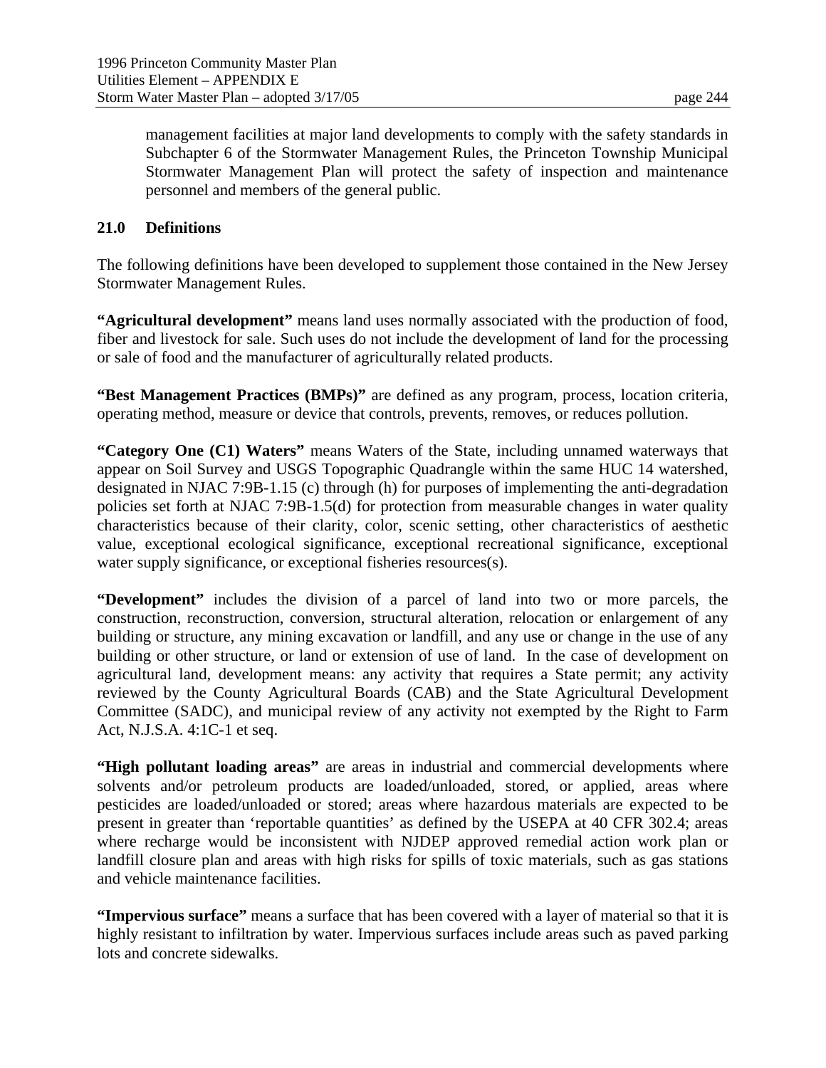management facilities at major land developments to comply with the safety standards in Subchapter 6 of the Stormwater Management Rules, the Princeton Township Municipal Stormwater Management Plan will protect the safety of inspection and maintenance personnel and members of the general public.

## 21.0 Definitions

The following definitions have been developed to supplement those contained in the New Jersey Stormwater Management Rules.

**"Agricultural development"** means land uses normally associated with the production of food, fiber and livestock for sale. Such uses do not include the development of land for the processing or sale of food and the manufacturer of agriculturally related products.

**"Best Management Practices (BMPs)"** are defined as any program, process, location criteria, operating method, measure or device that controls, prevents, removes, or reduces pollution.

**"Category One (C1) Waters"** means Waters of the State, including unnamed waterways that appear on Soil Survey and USGS Topographic Quadrangle within the same HUC 14 watershed, designated in NJAC 7:9B-1.15 (c) through (h) for purposes of implementing the anti-degradation policies set forth at NJAC 7:9B-1.5(d) for protection from measurable changes in water quality characteristics because of their clarity, color, scenic setting, other characteristics of aesthetic value, exceptional ecological significance, exceptional recreational significance, exceptional water supply significance, or exceptional fisheries resources(s).

**"Development"** includes the division of a parcel of land into two or more parcels, the construction, reconstruction, conversion, structural alteration, relocation or enlargement of any building or structure, any mining excavation or landfill, and any use or change in the use of any building or other structure, or land or extension of use of land. In the case of development on agricultural land, development means: any activity that requires a State permit; any activity reviewed by the County Agricultural Boards (CAB) and the State Agricultural Development Committee (SADC), and municipal review of any activity not exempted by the Right to Farm Act, N.J.S.A. 4:1C-1 et seq.

**"High pollutant loading areas"** are areas in industrial and commercial developments where solvents and/or petroleum products are loaded/unloaded, stored, or applied, areas where pesticides are loaded/unloaded or stored; areas where hazardous materials are expected to be present in greater than 'reportable quantities' as defined by the USEPA at 40 CFR 302.4; areas where recharge would be inconsistent with NJDEP approved remedial action work plan or landfill closure plan and areas with high risks for spills of toxic materials, such as gas stations and vehicle maintenance facilities.

**"Impervious surface"** means a surface that has been covered with a layer of material so that it is highly resistant to infiltration by water. Impervious surfaces include areas such as paved parking lots and concrete sidewalks.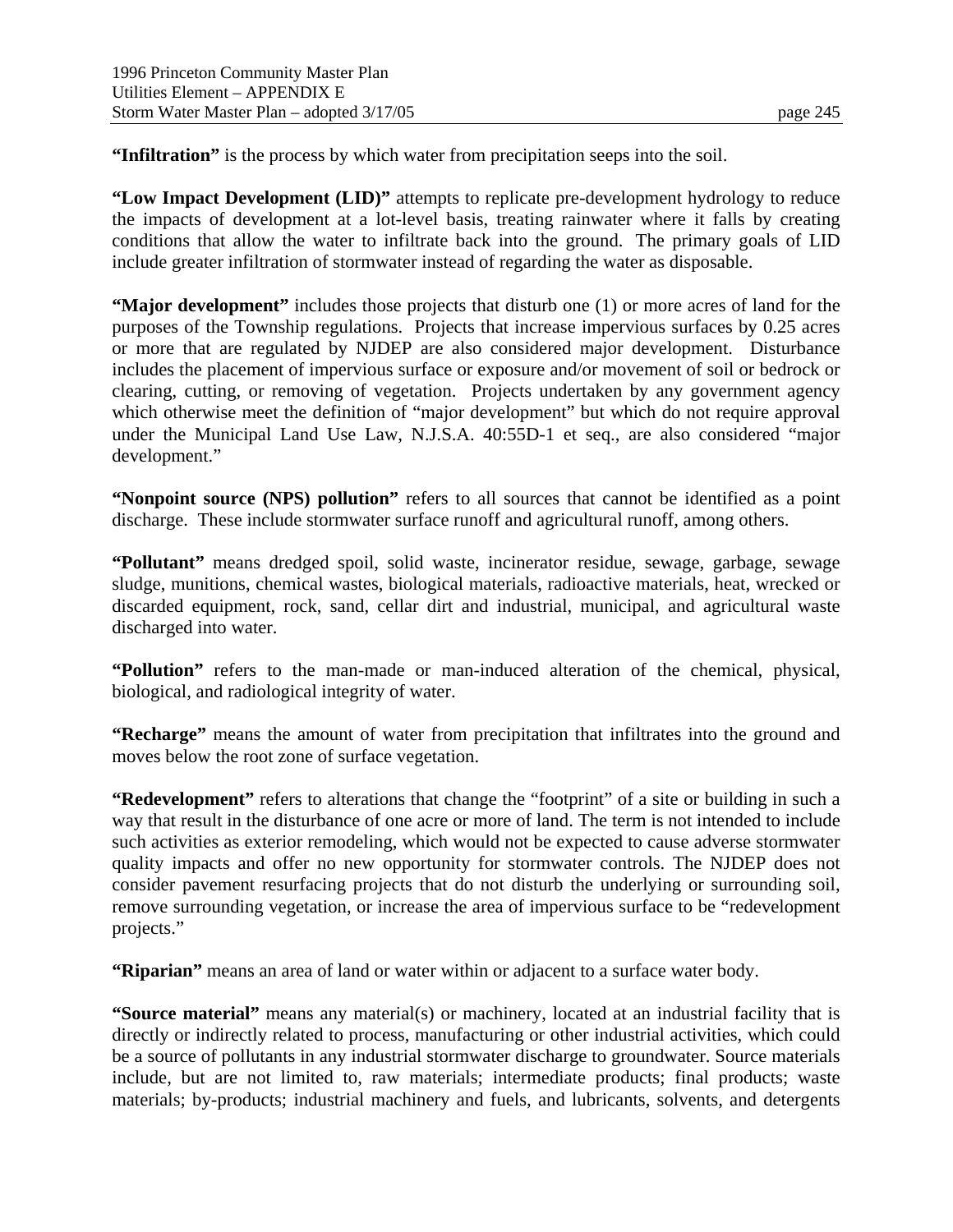**"Infiltration"** is the process by which water from precipitation seeps into the soil.

**"Low Impact Development (LID)"** attempts to replicate pre-development hydrology to reduce the impacts of development at a lot-level basis, treating rainwater where it falls by creating conditions that allow the water to infiltrate back into the ground. The primary goals of LID include greater infiltration of stormwater instead of regarding the water as disposable.

**"Major development"** includes those projects that disturb one (1) or more acres of land for the purposes of the Township regulations. Projects that increase impervious surfaces by 0.25 acres or more that are regulated by NJDEP are also considered major development. Disturbance includes the placement of impervious surface or exposure and/or movement of soil or bedrock or clearing, cutting, or removing of vegetation. Projects undertaken by any government agency which otherwise meet the definition of "major development" but which do not require approval under the Municipal Land Use Law, N.J.S.A. 40:55D-1 et seq., are also considered "major development."

**"Nonpoint source (NPS) pollution"** refers to all sources that cannot be identified as a point discharge. These include stormwater surface runoff and agricultural runoff, among others.

**"Pollutant"** means dredged spoil, solid waste, incinerator residue, sewage, garbage, sewage sludge, munitions, chemical wastes, biological materials, radioactive materials, heat, wrecked or discarded equipment, rock, sand, cellar dirt and industrial, municipal, and agricultural waste discharged into water.

**"Pollution"** refers to the man-made or man-induced alteration of the chemical, physical, biological, and radiological integrity of water.

**"Recharge"** means the amount of water from precipitation that infiltrates into the ground and moves below the root zone of surface vegetation.

**"Redevelopment"** refers to alterations that change the "footprint" of a site or building in such a way that result in the disturbance of one acre or more of land. The term is not intended to include such activities as exterior remodeling, which would not be expected to cause adverse stormwater quality impacts and offer no new opportunity for stormwater controls. The NJDEP does not consider pavement resurfacing projects that do not disturb the underlying or surrounding soil, remove surrounding vegetation, or increase the area of impervious surface to be "redevelopment projects."

**"Riparian"** means an area of land or water within or adjacent to a surface water body.

**"Source material"** means any material(s) or machinery, located at an industrial facility that is directly or indirectly related to process, manufacturing or other industrial activities, which could be a source of pollutants in any industrial stormwater discharge to groundwater. Source materials include, but are not limited to, raw materials; intermediate products; final products; waste materials; by-products; industrial machinery and fuels, and lubricants, solvents, and detergents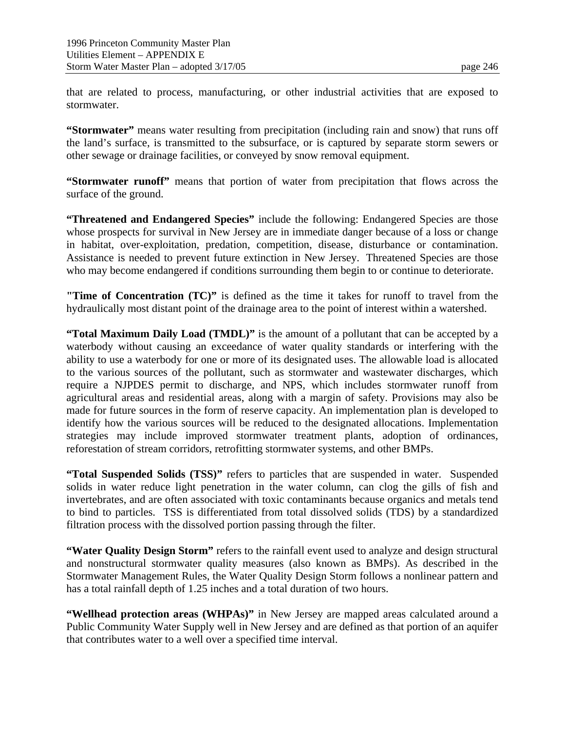that are related to process, manufacturing, or other industrial activities that are exposed to stormwater.

**"Stormwater"** means water resulting from precipitation (including rain and snow) that runs off the land's surface, is transmitted to the subsurface, or is captured by separate storm sewers or other sewage or drainage facilities, or conveyed by snow removal equipment.

**"Stormwater runoff"** means that portion of water from precipitation that flows across the surface of the ground.

**"Threatened and Endangered Species"** include the following: Endangered Species are those whose prospects for survival in New Jersey are in immediate danger because of a loss or change in habitat, over-exploitation, predation, competition, disease, disturbance or contamination. Assistance is needed to prevent future extinction in New Jersey. Threatened Species are those who may become endangered if conditions surrounding them begin to or continue to deteriorate.

**"Time of Concentration (TC)"** is defined as the time it takes for runoff to travel from the hydraulically most distant point of the drainage area to the point of interest within a watershed.

**"Total Maximum Daily Load (TMDL)"** is the amount of a pollutant that can be accepted by a waterbody without causing an exceedance of water quality standards or interfering with the ability to use a waterbody for one or more of its designated uses. The allowable load is allocated to the various sources of the pollutant, such as stormwater and wastewater discharges, which require a NJPDES permit to discharge, and NPS, which includes stormwater runoff from agricultural areas and residential areas, along with a margin of safety. Provisions may also be made for future sources in the form of reserve capacity. An implementation plan is developed to identify how the various sources will be reduced to the designated allocations. Implementation strategies may include improved stormwater treatment plants, adoption of ordinances, reforestation of stream corridors, retrofitting stormwater systems, and other BMPs.

**"Total Suspended Solids (TSS)"** refers to particles that are suspended in water. Suspended solids in water reduce light penetration in the water column, can clog the gills of fish and invertebrates, and are often associated with toxic contaminants because organics and metals tend to bind to particles. TSS is differentiated from total dissolved solids (TDS) by a standardized filtration process with the dissolved portion passing through the filter.

**"Water Quality Design Storm"** refers to the rainfall event used to analyze and design structural and nonstructural stormwater quality measures (also known as BMPs). As described in the Stormwater Management Rules, the Water Quality Design Storm follows a nonlinear pattern and has a total rainfall depth of 1.25 inches and a total duration of two hours.

**"Wellhead protection areas (WHPAs)"** in New Jersey are mapped areas calculated around a Public Community Water Supply well in New Jersey and are defined as that portion of an aquifer that contributes water to a well over a specified time interval.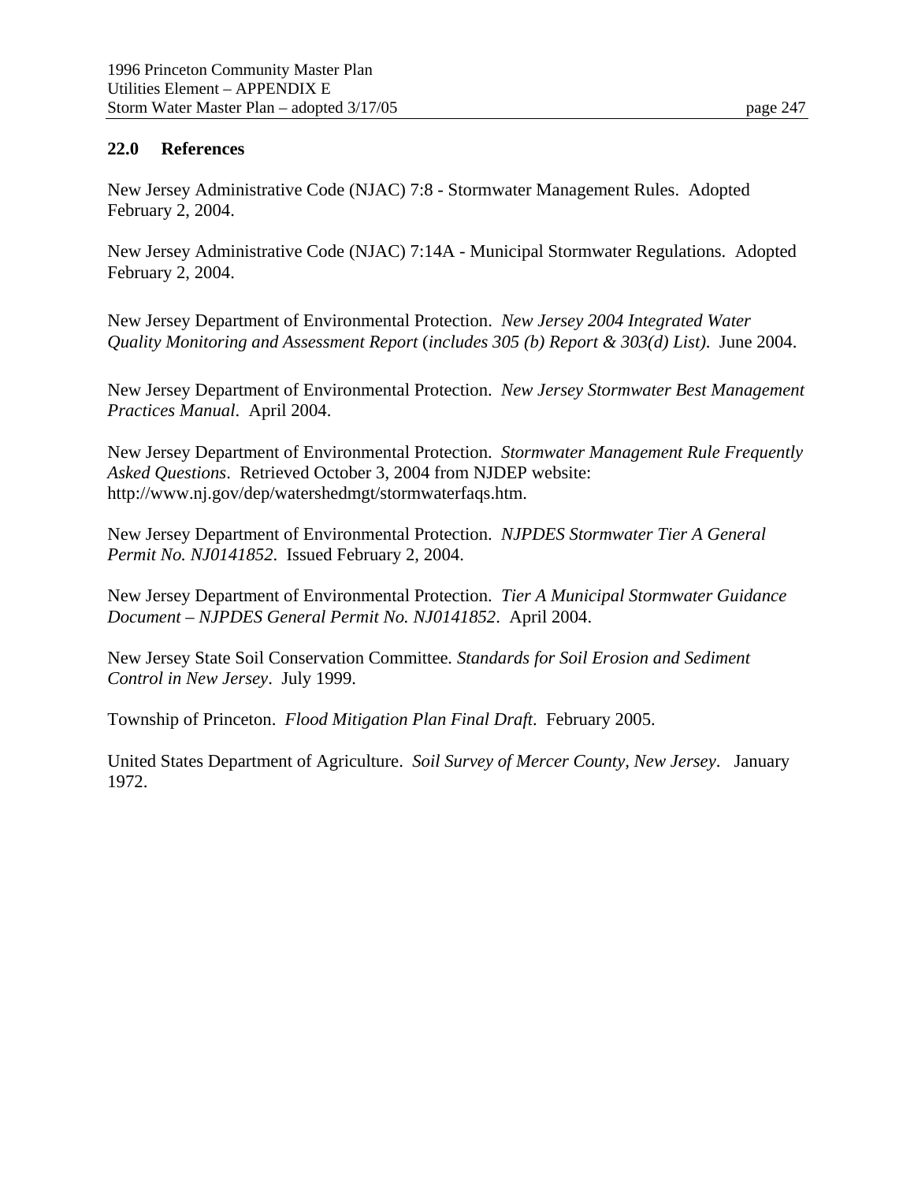## 22.0 References

New Jersey Administrative Code (NJAC) 7:8 - Stormwater Management Rules. Adopted February 2, 2004.

New Jersey Administrative Code (NJAC) 7:14A - Municipal Stormwater Regulations. Adopted February 2, 2004.

New Jersey Department of Environmental Protection. *New Jersey 2004 Integrated Water Quality Monitoring and Assessment Report* (*includes 305 (b) Report & 303(d) List)*. June 2004.

New Jersey Department of Environmental Protection. *New Jersey Stormwater Best Management Practices Manual*. April 2004.

New Jersey Department of Environmental Protection. *Stormwater Management Rule Frequently Asked Questions*. Retrieved October 3, 2004 from NJDEP website: http://www.nj.gov/dep/watershedmgt/stormwaterfaqs.htm.

New Jersey Department of Environmental Protection. *NJPDES Stormwater Tier A General Permit No. NJ0141852*. Issued February 2, 2004.

New Jersey Department of Environmental Protection. *Tier A Municipal Stormwater Guidance Document – NJPDES General Permit No. NJ0141852*. April 2004.

New Jersey State Soil Conservation Committee. *Standards for Soil Erosion and Sediment Control in New Jersey*. July 1999.

Township of Princeton. *Flood Mitigation Plan Final Draft*. February 2005.

United States Department of Agriculture. *Soil Survey of Mercer County, New Jersey*. January 1972.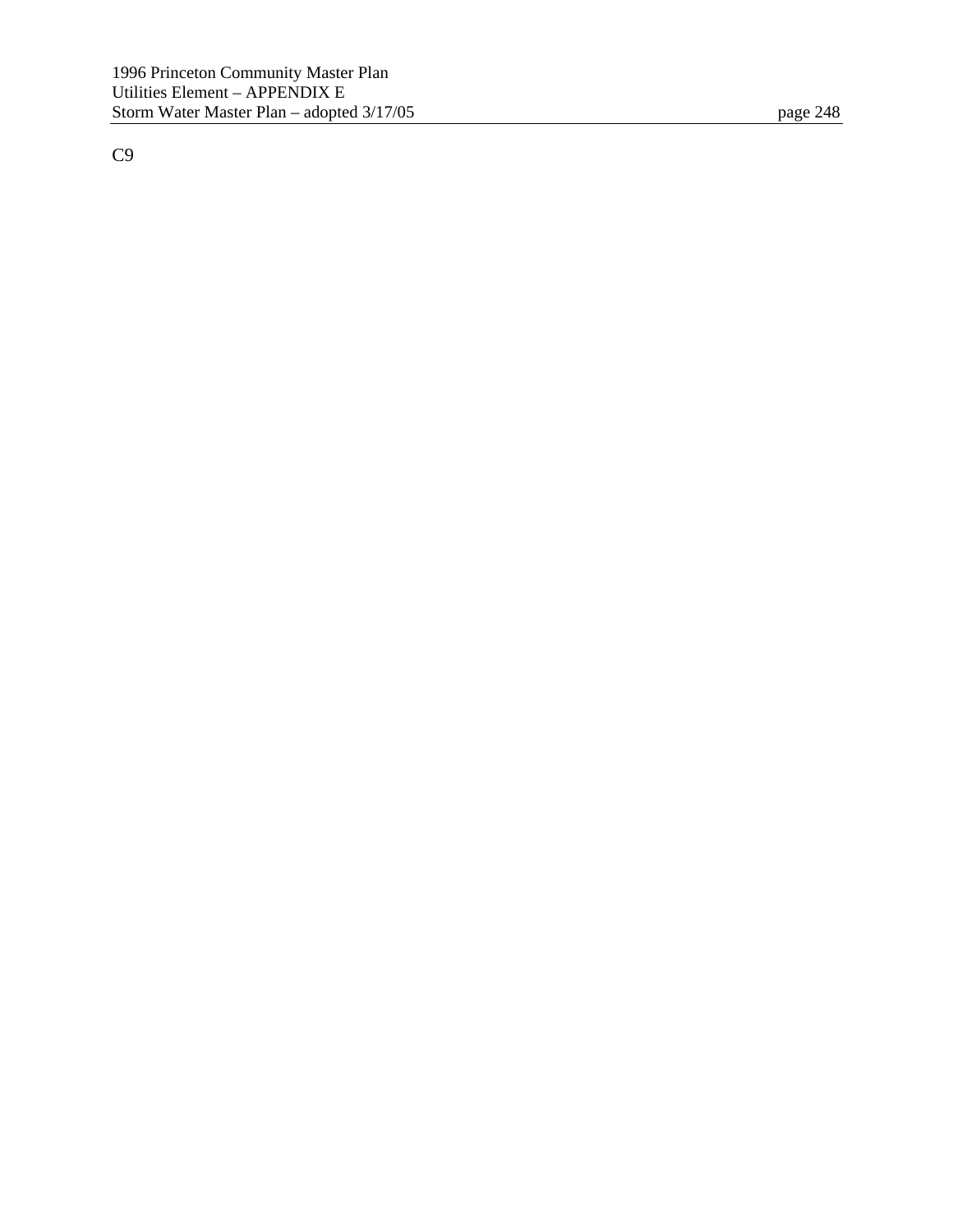C9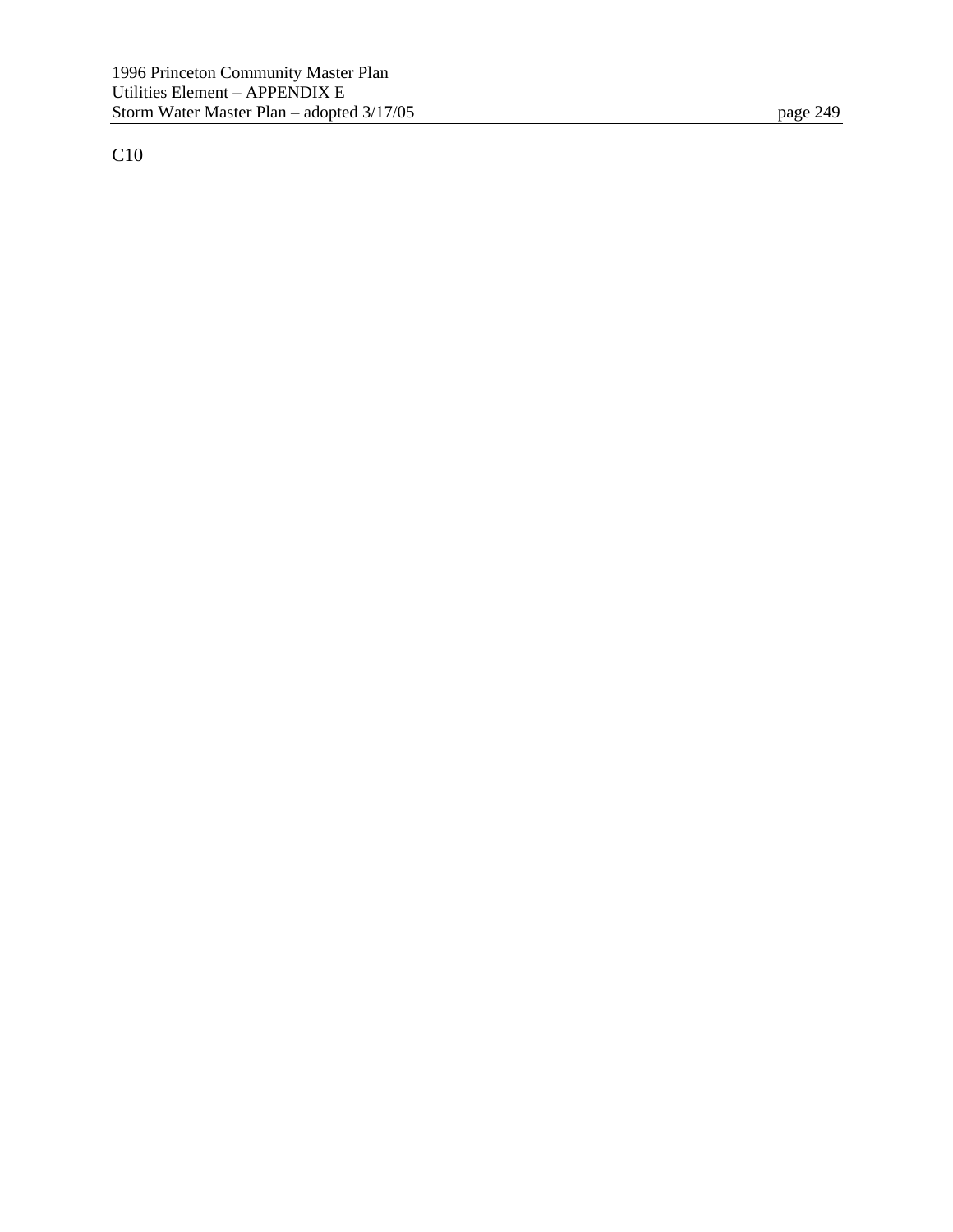C10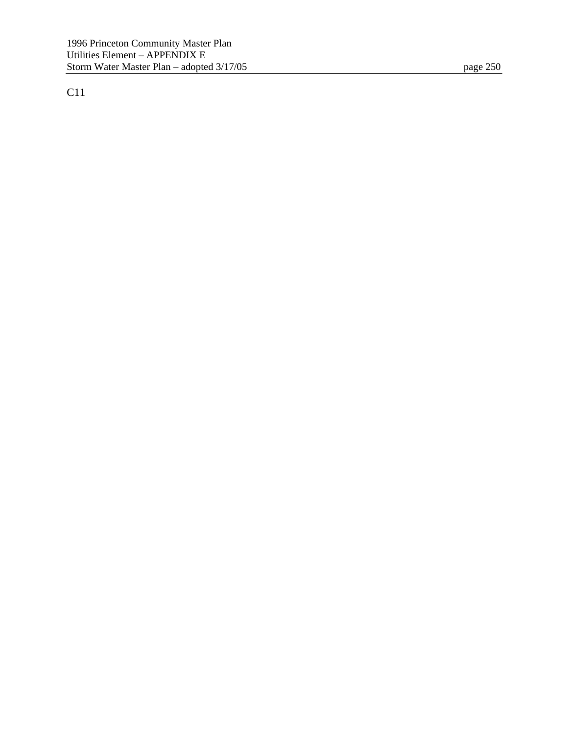C11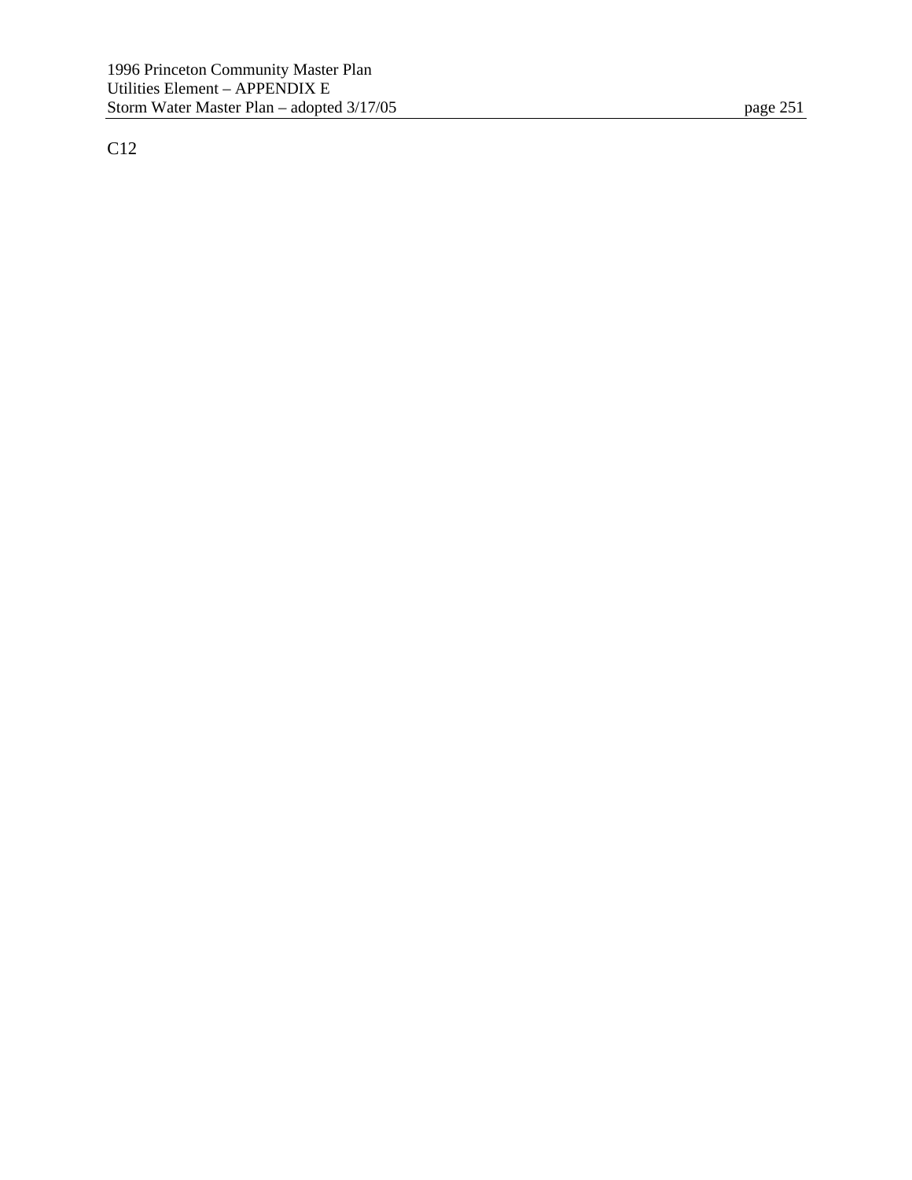C12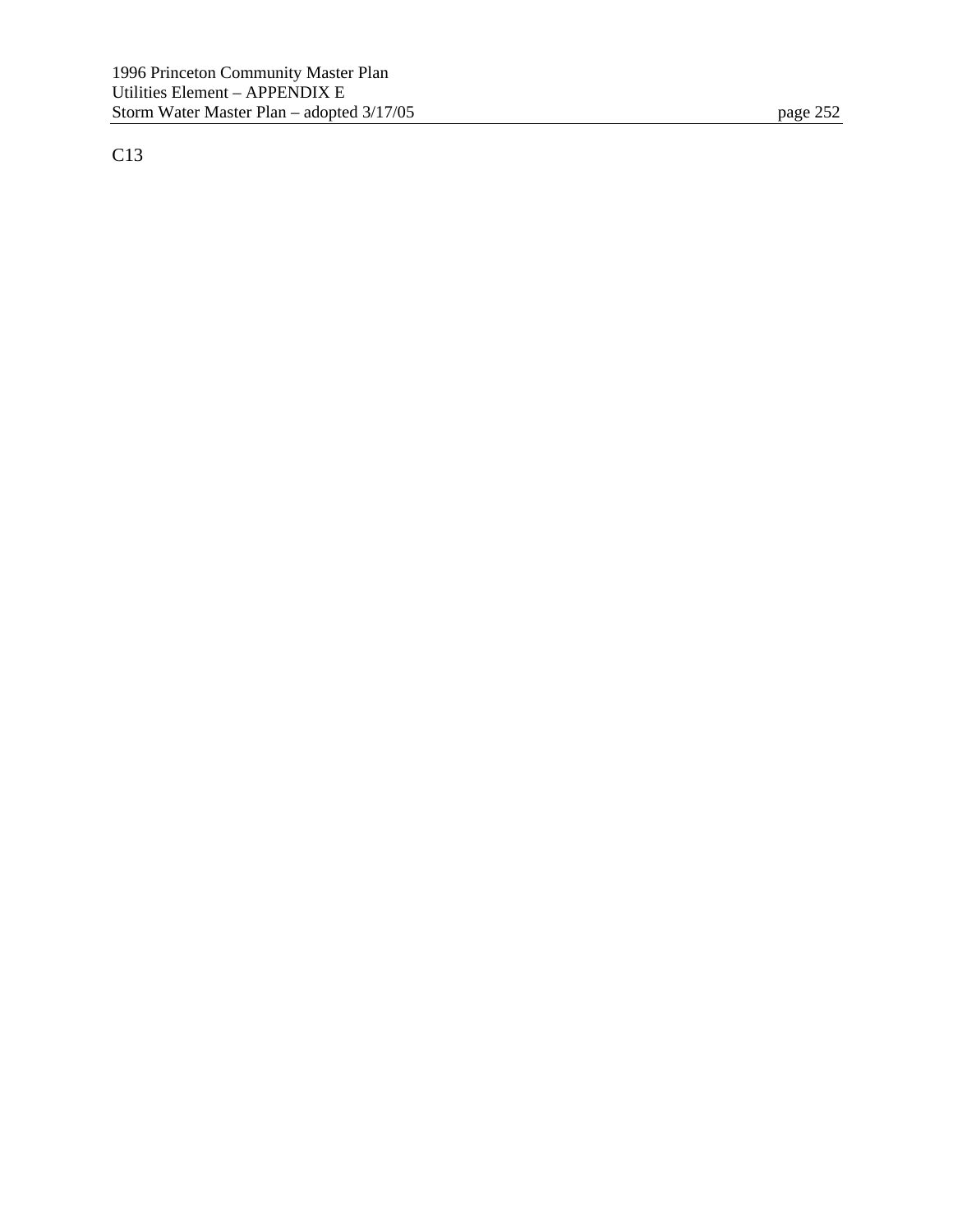C13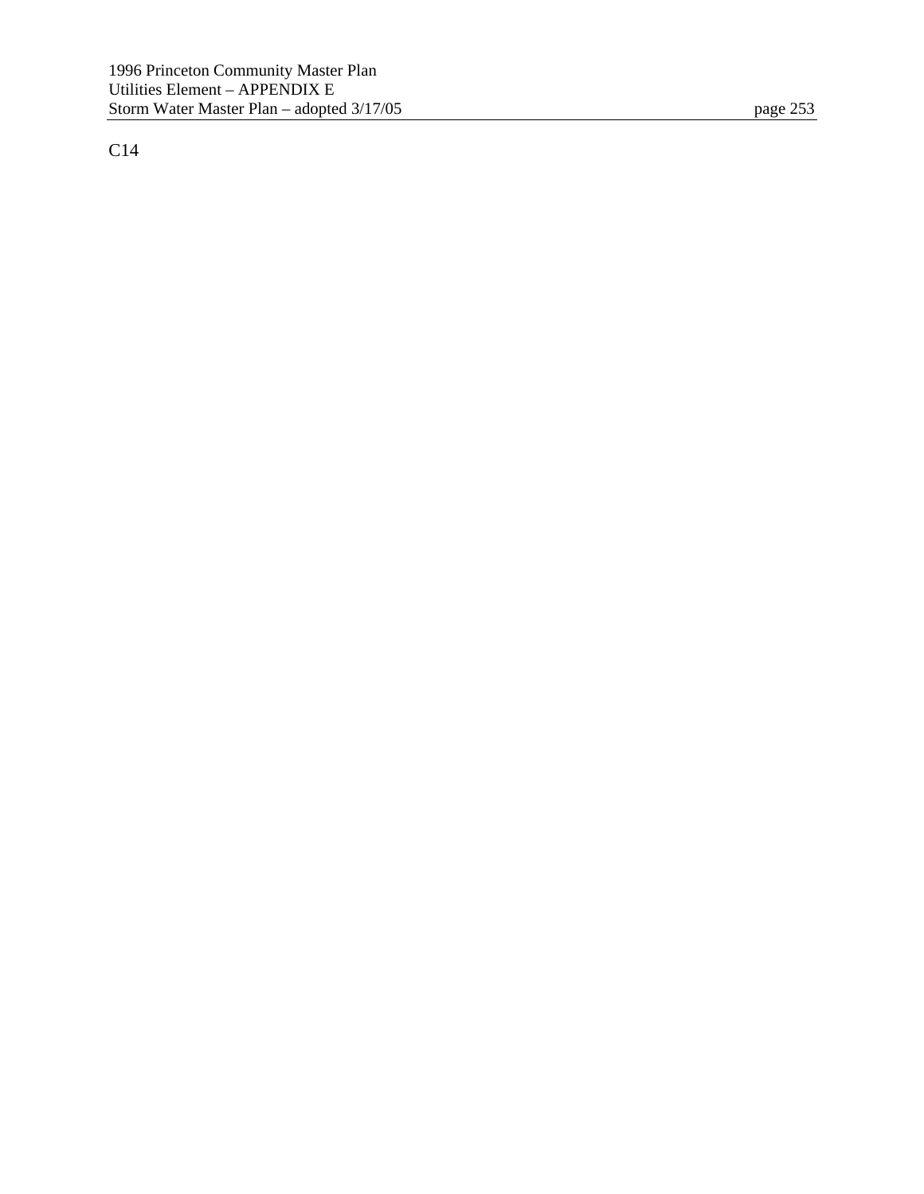C14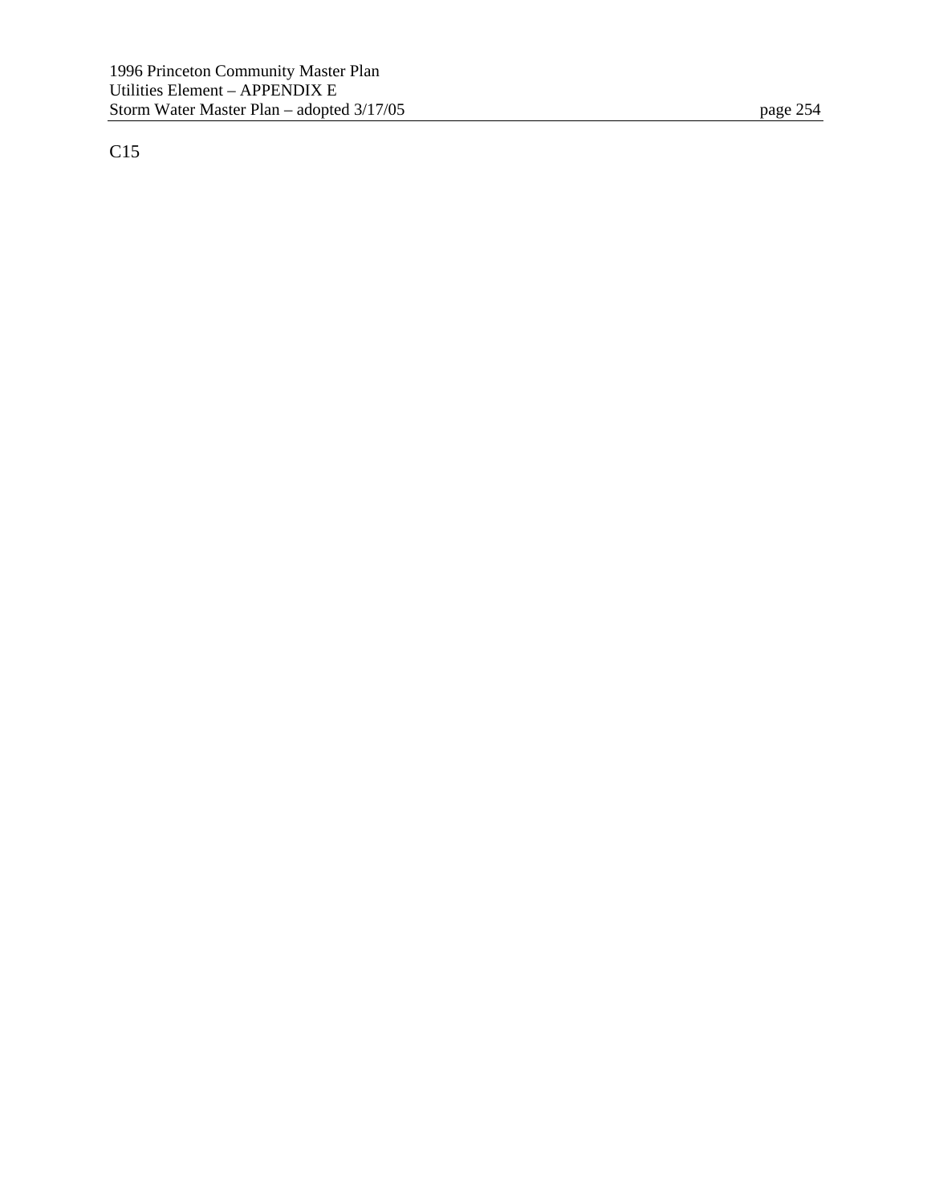C15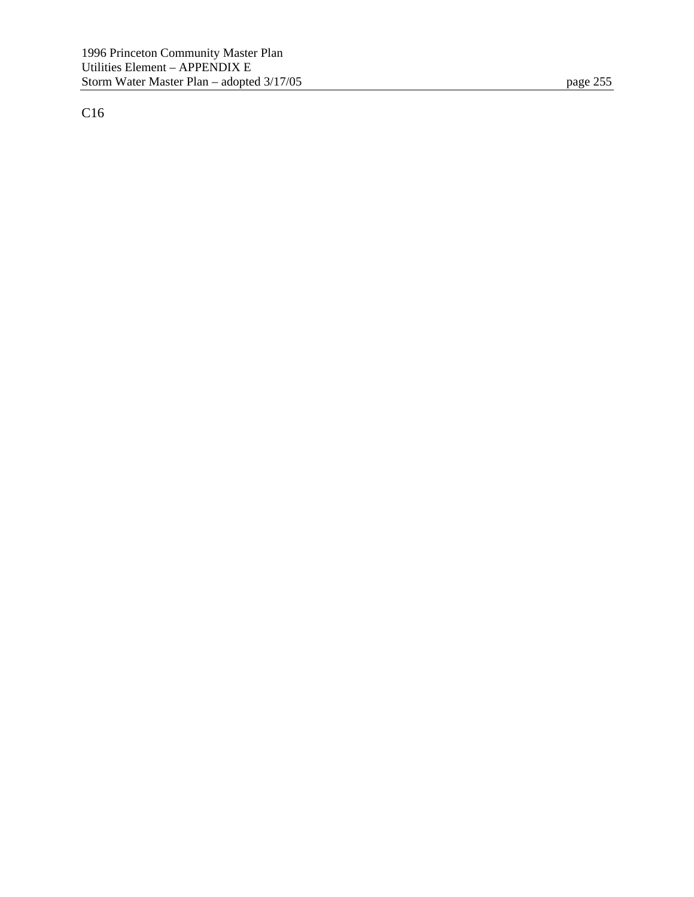C16